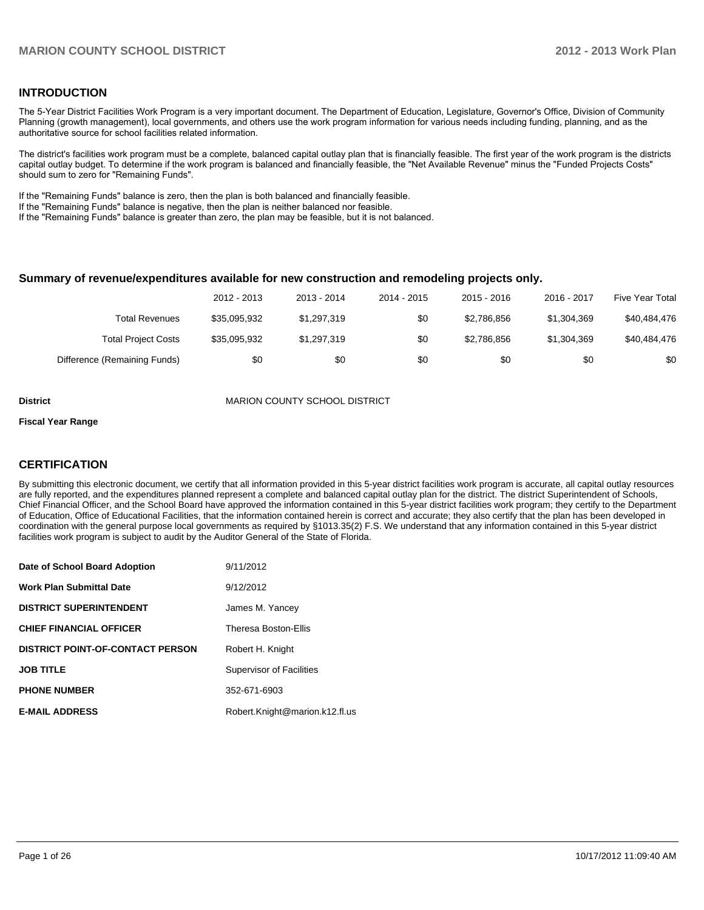## INTRODUCTION

The 5-Year District Facilities Work Program is a very important document. The Department of Education, Legislature, Governor's Office, Division of Community Planning (growth management), local governments, and others use the work program information for various needs including funding, planning, and as the authoritative source for school facilities related information.

The district's facilities work program must be a complete, balanced capital outlay plan that is financially feasible. The first year of the work program is the districts capital outlay budget. To determine if the work program is balanced and financially feasible, the "Net Available Revenue" minus the "Funded Projects Costs" should sum to zero for "Remaining Funds".

If the "Remaining Funds" balance is zero, then the plan is both balanced and financially feasible.
If the "Remaining Funds" balance is negative, then the plan is neither balanced nor feasible.
If the "Remaining Funds" balance is greater than zero, the plan may be feasible, but it is not balanced.

### Summary of revenue/expenditures available for new construction and remodeling projects only.

| | 2012 - 2013 | 2013 - 2014 | 2014 - 2015 | 2015 - 2016 | 2016 - 2017 | Five Year Total |
|---|---|---|---|---|---|---|
| Total Revenues | $35,095,932 | $1,297,319 | $0 | $2,786,856 | $1,304,369 | $40,484,476 |
| Total Project Costs | $35,095,932 | $1,297,319 | $0 | $2,786,856 | $1,304,369 | $40,484,476 |
| Difference (Remaining Funds) | $0 | $0 | $0 | $0 | $0 | $0 |

**District** MARION COUNTY SCHOOL DISTRICT

**Fiscal Year Range**

## CERTIFICATION

By submitting this electronic document, we certify that all information provided in this 5-year district facilities work program is accurate, all capital outlay resources are fully reported, and the expenditures planned represent a complete and balanced capital outlay plan for the district. The district Superintendent of Schools, Chief Financial Officer, and the School Board have approved the information contained in this 5-year district facilities work program; they certify to the Department of Education, Office of Educational Facilities, that the information contained herein is correct and accurate; they also certify that the plan has been developed in coordination with the general purpose local governments as required by §1013.35(2) F.S. We understand that any information contained in this 5-year district facilities work program is subject to audit by the Auditor General of the State of Florida.

| | |
|---|---|
| **Date of School Board Adoption** | 9/11/2012 |
| **Work Plan Submittal Date** | 9/12/2012 |
| **DISTRICT SUPERINTENDENT** | James M. Yancey |
| **CHIEF FINANCIAL OFFICER** | Theresa Boston-Ellis |
| **DISTRICT POINT-OF-CONTACT PERSON** | Robert H. Knight |
| **JOB TITLE** | Supervisor of Facilities |
| **PHONE NUMBER** | 352-671-6903 |
| **E-MAIL ADDRESS** | Robert.Knight@marion.k12.fl.us |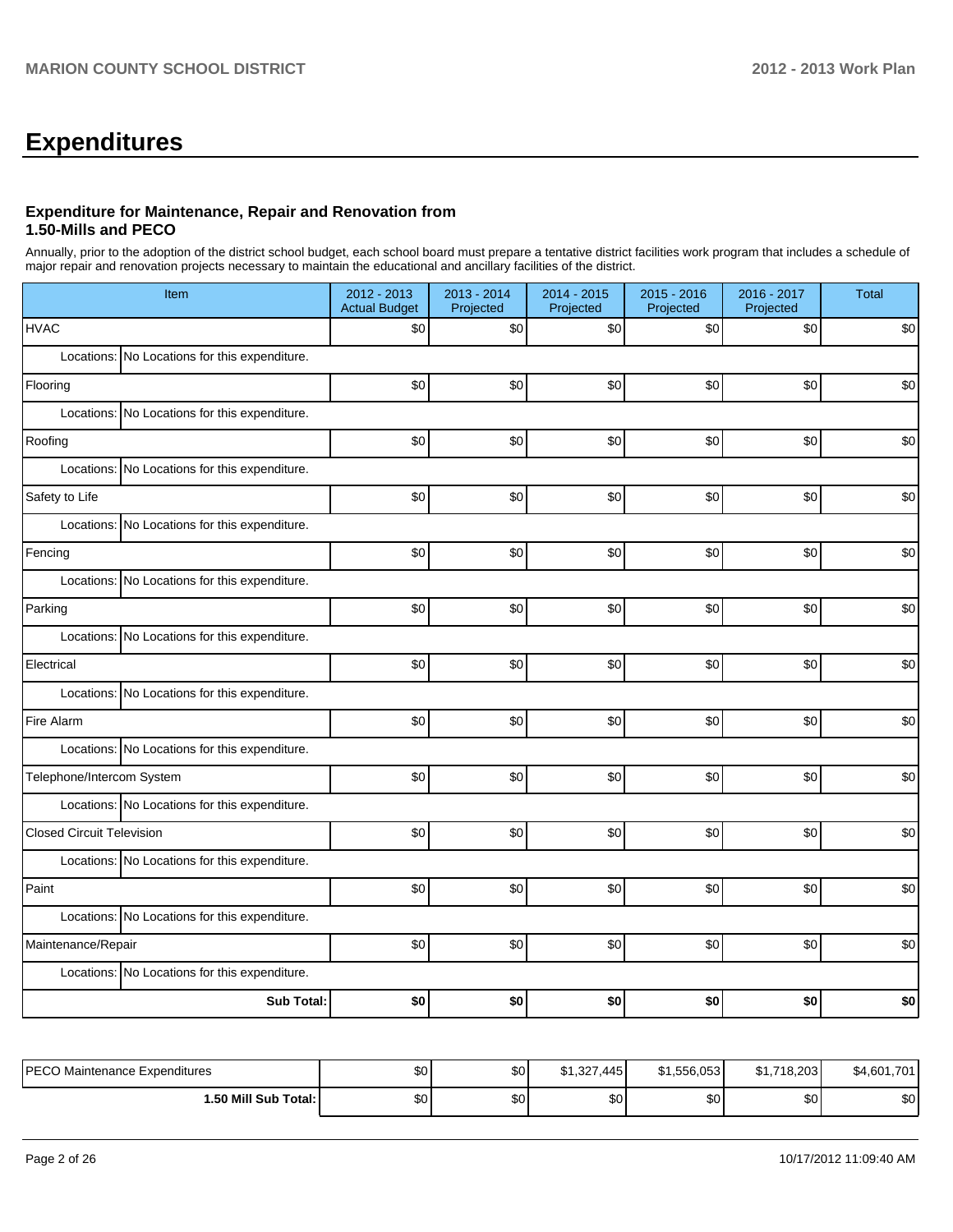# Expenditures

### Expenditure for Maintenance, Repair and Renovation from 1.50-Mills and PECO

Annually, prior to the adoption of the district school budget, each school board must prepare a tentative district facilities work program that includes a schedule of major repair and renovation projects necessary to maintain the educational and ancillary facilities of the district.

| Item | | 2012 - 2013 Actual Budget | 2013 - 2014 Projected | 2014 - 2015 Projected | 2015 - 2016 Projected | 2016 - 2017 Projected | Total |
|---|---|---|---|---|---|---|---|
| HVAC | | $0 | $0 | $0 | $0 | $0 | $0 |
| Locations: | No Locations for this expenditure. | | | | | | |
| Flooring | | $0 | $0 | $0 | $0 | $0 | $0 |
| Locations: | No Locations for this expenditure. | | | | | | |
| Roofing | | $0 | $0 | $0 | $0 | $0 | $0 |
| Locations: | No Locations for this expenditure. | | | | | | |
| Safety to Life | | $0 | $0 | $0 | $0 | $0 | $0 |
| Locations: | No Locations for this expenditure. | | | | | | |
| Fencing | | $0 | $0 | $0 | $0 | $0 | $0 |
| Locations: | No Locations for this expenditure. | | | | | | |
| Parking | | $0 | $0 | $0 | $0 | $0 | $0 |
| Locations: | No Locations for this expenditure. | | | | | | |
| Electrical | | $0 | $0 | $0 | $0 | $0 | $0 |
| Locations: | No Locations for this expenditure. | | | | | | |
| Fire Alarm | | $0 | $0 | $0 | $0 | $0 | $0 |
| Locations: | No Locations for this expenditure. | | | | | | |
| Telephone/Intercom System | | $0 | $0 | $0 | $0 | $0 | $0 |
| Locations: | No Locations for this expenditure. | | | | | | |
| Closed Circuit Television | | $0 | $0 | $0 | $0 | $0 | $0 |
| Locations: | No Locations for this expenditure. | | | | | | |
| Paint | | $0 | $0 | $0 | $0 | $0 | $0 |
| Locations: | No Locations for this expenditure. | | | | | | |
| Maintenance/Repair | | $0 | $0 | $0 | $0 | $0 | $0 |
| Locations: | No Locations for this expenditure. | | | | | | |
| | **Sub Total:** | **$0** | **$0** | **$0** | **$0** | **$0** | **$0** |

| | 2012 - 2013 Actual Budget | 2013 - 2014 Projected | 2014 - 2015 Projected | 2015 - 2016 Projected | 2016 - 2017 Projected | Total |
|---|---|---|---|---|---|---|
| PECO Maintenance Expenditures | $0 | $0 | $1,327,445 | $1,556,053 | $1,718,203 | $4,601,701 |
| **1.50 Mill Sub Total:** | $0 | $0 | $0 | $0 | $0 | $0 |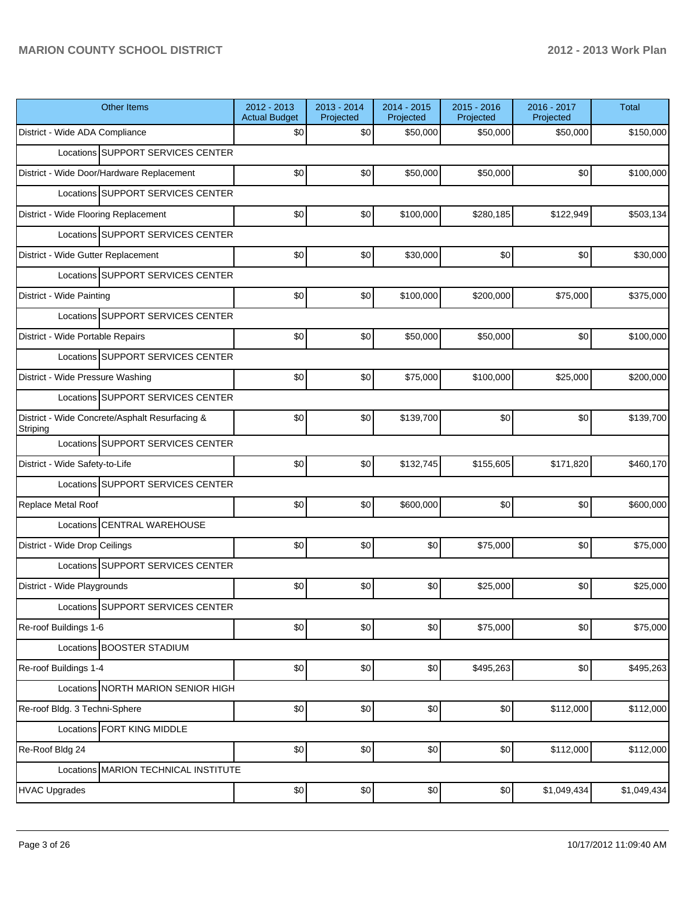| Other Items | 2012 - 2013 Actual Budget | 2013 - 2014 Projected | 2014 - 2015 Projected | 2015 - 2016 Projected | 2016 - 2017 Projected | Total |
|---|---|---|---|---|---|---|
| District - Wide ADA Compliance | $0 | $0 | $50,000 | $50,000 | $50,000 | $150,000 |
| Locations SUPPORT SERVICES CENTER | | | | | | |
| District - Wide Door/Hardware Replacement | $0 | $0 | $50,000 | $50,000 | $0 | $100,000 |
| Locations SUPPORT SERVICES CENTER | | | | | | |
| District - Wide Flooring Replacement | $0 | $0 | $100,000 | $280,185 | $122,949 | $503,134 |
| Locations SUPPORT SERVICES CENTER | | | | | | |
| District - Wide Gutter Replacement | $0 | $0 | $30,000 | $0 | $0 | $30,000 |
| Locations SUPPORT SERVICES CENTER | | | | | | |
| District - Wide Painting | $0 | $0 | $100,000 | $200,000 | $75,000 | $375,000 |
| Locations SUPPORT SERVICES CENTER | | | | | | |
| District - Wide Portable Repairs | $0 | $0 | $50,000 | $50,000 | $0 | $100,000 |
| Locations SUPPORT SERVICES CENTER | | | | | | |
| District - Wide Pressure Washing | $0 | $0 | $75,000 | $100,000 | $25,000 | $200,000 |
| Locations SUPPORT SERVICES CENTER | | | | | | |
| District - Wide Concrete/Asphalt Resurfacing & Striping | $0 | $0 | $139,700 | $0 | $0 | $139,700 |
| Locations SUPPORT SERVICES CENTER | | | | | | |
| District - Wide Safety-to-Life | $0 | $0 | $132,745 | $155,605 | $171,820 | $460,170 |
| Locations SUPPORT SERVICES CENTER | | | | | | |
| Replace Metal Roof | $0 | $0 | $600,000 | $0 | $0 | $600,000 |
| Locations CENTRAL WAREHOUSE | | | | | | |
| District - Wide Drop Ceilings | $0 | $0 | $0 | $75,000 | $0 | $75,000 |
| Locations SUPPORT SERVICES CENTER | | | | | | |
| District - Wide Playgrounds | $0 | $0 | $0 | $25,000 | $0 | $25,000 |
| Locations SUPPORT SERVICES CENTER | | | | | | |
| Re-roof Buildings 1-6 | $0 | $0 | $0 | $75,000 | $0 | $75,000 |
| Locations BOOSTER STADIUM | | | | | | |
| Re-roof Buildings 1-4 | $0 | $0 | $0 | $495,263 | $0 | $495,263 |
| Locations NORTH MARION SENIOR HIGH | | | | | | |
| Re-roof Bldg. 3 Techni-Sphere | $0 | $0 | $0 | $0 | $112,000 | $112,000 |
| Locations FORT KING MIDDLE | | | | | | |
| Re-Roof Bldg 24 | $0 | $0 | $0 | $0 | $112,000 | $112,000 |
| Locations MARION TECHNICAL INSTITUTE | | | | | | |
| HVAC Upgrades | $0 | $0 | $0 | $0 | $1,049,434 | $1,049,434 |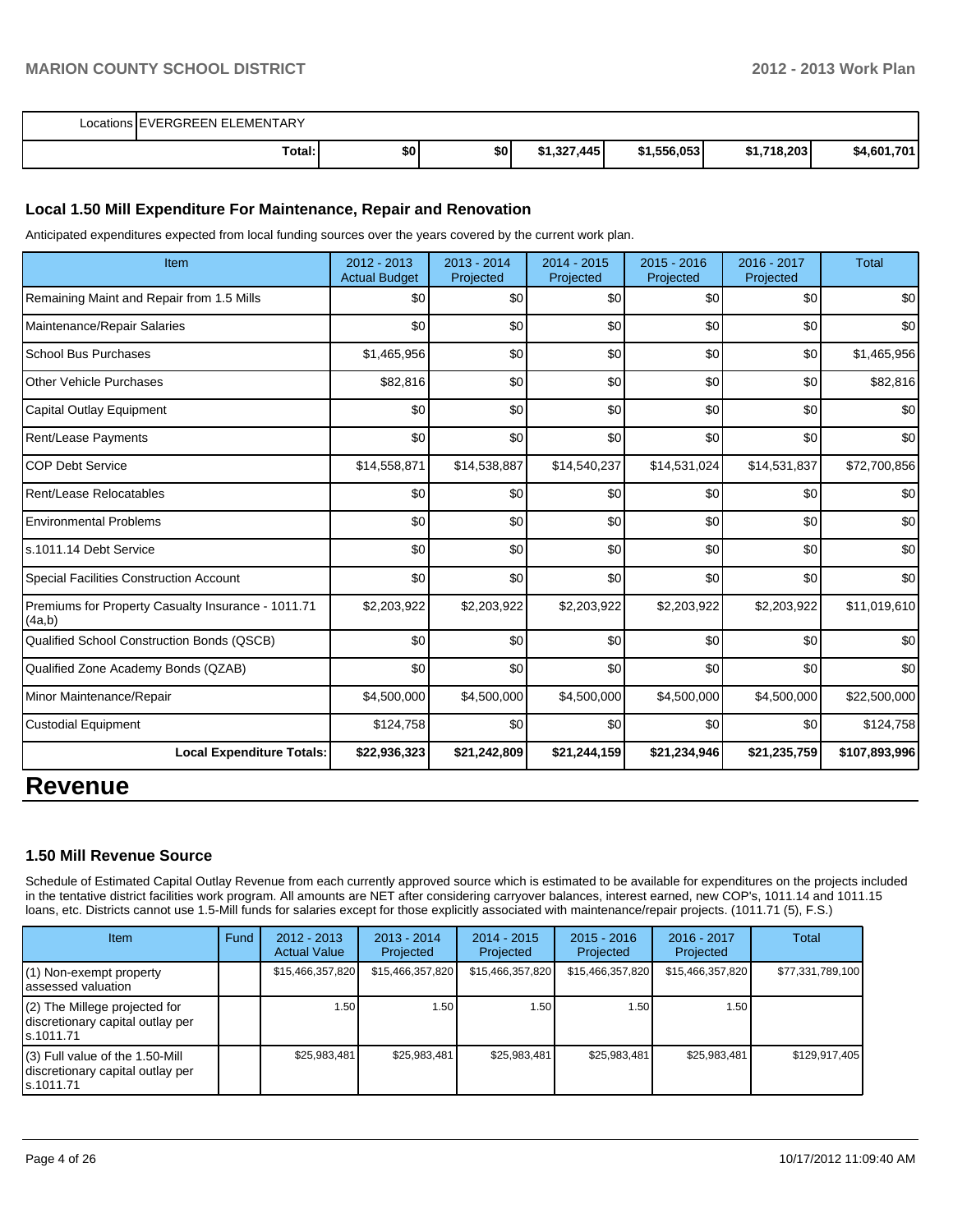| | | | | | | | |
|---|---|---|---|---|---|---|---|
| Locations | EVERGREEN ELEMENTARY | | | | | | |
| | **Total:** | **$0** | **$0** | **$1,327,445** | **$1,556,053** | **$1,718,203** | **$4,601,701** |

### Local 1.50 Mill Expenditure For Maintenance, Repair and Renovation

Anticipated expenditures expected from local funding sources over the years covered by the current work plan.

| Item | 2012 - 2013 Actual Budget | 2013 - 2014 Projected | 2014 - 2015 Projected | 2015 - 2016 Projected | 2016 - 2017 Projected | Total |
|---|---|---|---|---|---|---|
| Remaining Maint and Repair from 1.5 Mills | $0 | $0 | $0 | $0 | $0 | $0 |
| Maintenance/Repair Salaries | $0 | $0 | $0 | $0 | $0 | $0 |
| School Bus Purchases | $1,465,956 | $0 | $0 | $0 | $0 | $1,465,956 |
| Other Vehicle Purchases | $82,816 | $0 | $0 | $0 | $0 | $82,816 |
| Capital Outlay Equipment | $0 | $0 | $0 | $0 | $0 | $0 |
| Rent/Lease Payments | $0 | $0 | $0 | $0 | $0 | $0 |
| COP Debt Service | $14,558,871 | $14,538,887 | $14,540,237 | $14,531,024 | $14,531,837 | $72,700,856 |
| Rent/Lease Relocatables | $0 | $0 | $0 | $0 | $0 | $0 |
| Environmental Problems | $0 | $0 | $0 | $0 | $0 | $0 |
| s.1011.14 Debt Service | $0 | $0 | $0 | $0 | $0 | $0 |
| Special Facilities Construction Account | $0 | $0 | $0 | $0 | $0 | $0 |
| Premiums for Property Casualty Insurance - 1011.71 (4a,b) | $2,203,922 | $2,203,922 | $2,203,922 | $2,203,922 | $2,203,922 | $11,019,610 |
| Qualified School Construction Bonds (QSCB) | $0 | $0 | $0 | $0 | $0 | $0 |
| Qualified Zone Academy Bonds (QZAB) | $0 | $0 | $0 | $0 | $0 | $0 |
| Minor Maintenance/Repair | $4,500,000 | $4,500,000 | $4,500,000 | $4,500,000 | $4,500,000 | $22,500,000 |
| Custodial Equipment | $124,758 | $0 | $0 | $0 | $0 | $124,758 |
| **Local Expenditure Totals:** | **$22,936,323** | **$21,242,809** | **$21,244,159** | **$21,234,946** | **$21,235,759** | **$107,893,996** |

# Revenue

### 1.50 Mill Revenue Source

Schedule of Estimated Capital Outlay Revenue from each currently approved source which is estimated to be available for expenditures on the projects included in the tentative district facilities work program. All amounts are NET after considering carryover balances, interest earned, new COP's, 1011.14 and 1011.15 loans, etc. Districts cannot use 1.5-Mill funds for salaries except for those explicitly associated with maintenance/repair projects. (1011.71 (5), F.S.)

| Item | Fund | 2012 - 2013 Actual Value | 2013 - 2014 Projected | 2014 - 2015 Projected | 2015 - 2016 Projected | 2016 - 2017 Projected | Total |
|---|---|---|---|---|---|---|---|
| (1) Non-exempt property assessed valuation | | $15,466,357,820 | $15,466,357,820 | $15,466,357,820 | $15,466,357,820 | $15,466,357,820 | $77,331,789,100 |
| (2) The Millege projected for discretionary capital outlay per s.1011.71 | | 1.50 | 1.50 | 1.50 | 1.50 | 1.50 | |
| (3) Full value of the 1.50-Mill discretionary capital outlay per s.1011.71 | | $25,983,481 | $25,983,481 | $25,983,481 | $25,983,481 | $25,983,481 | $129,917,405 |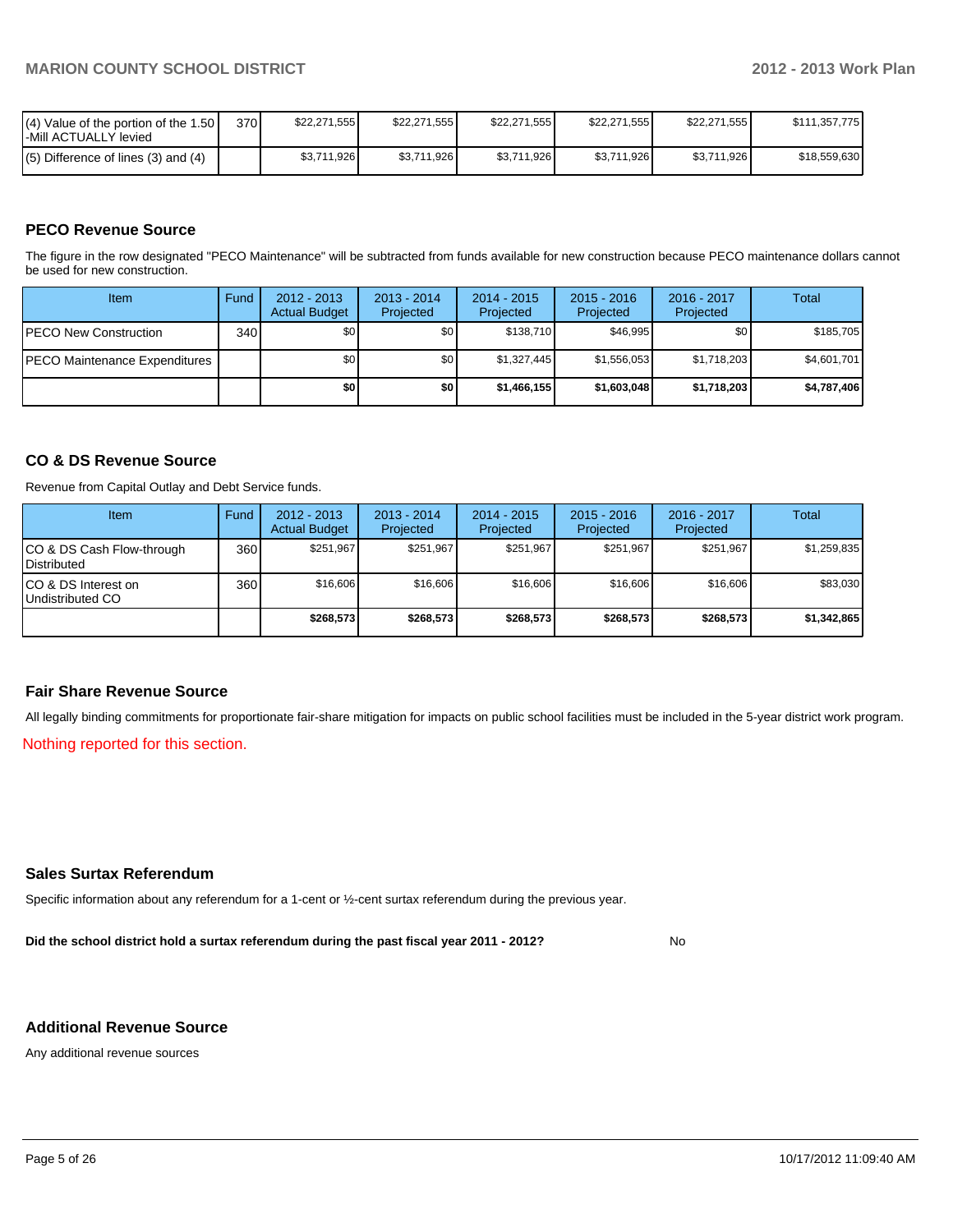| (4) Value of the portion of the 1.50 -Mill ACTUALLY levied | 370 | $22,271,555 | $22,271,555 | $22,271,555 | $22,271,555 | $22,271,555 | $111,357,775 |
|---|---|---|---|---|---|---|---|
| (5) Difference of lines (3) and (4) | | $3,711,926 | $3,711,926 | $3,711,926 | $3,711,926 | $3,711,926 | $18,559,630 |

### PECO Revenue Source

The figure in the row designated "PECO Maintenance" will be subtracted from funds available for new construction because PECO maintenance dollars cannot be used for new construction.

| Item | Fund | 2012 - 2013 Actual Budget | 2013 - 2014 Projected | 2014 - 2015 Projected | 2015 - 2016 Projected | 2016 - 2017 Projected | Total |
|---|---|---|---|---|---|---|---|
| PECO New Construction | 340 | $0 | $0 | $138,710 | $46,995 | $0 | $185,705 |
| PECO Maintenance Expenditures | | $0 | $0 | $1,327,445 | $1,556,053 | $1,718,203 | $4,601,701 |
| | | **$0** | **$0** | **$1,466,155** | **$1,603,048** | **$1,718,203** | **$4,787,406** |

### CO & DS Revenue Source

Revenue from Capital Outlay and Debt Service funds.

| Item | Fund | 2012 - 2013 Actual Budget | 2013 - 2014 Projected | 2014 - 2015 Projected | 2015 - 2016 Projected | 2016 - 2017 Projected | Total |
|---|---|---|---|---|---|---|---|
| CO & DS Cash Flow-through Distributed | 360 | $251,967 | $251,967 | $251,967 | $251,967 | $251,967 | $1,259,835 |
| CO & DS Interest on Undistributed CO | 360 | $16,606 | $16,606 | $16,606 | $16,606 | $16,606 | $83,030 |
| | | **$268,573** | **$268,573** | **$268,573** | **$268,573** | **$268,573** | **$1,342,865** |

### Fair Share Revenue Source

All legally binding commitments for proportionate fair-share mitigation for impacts on public school facilities must be included in the 5-year district work program.

Nothing reported for this section.

### Sales Surtax Referendum

Specific information about any referendum for a 1-cent or ½-cent surtax referendum during the previous year.

**Did the school district hold a surtax referendum during the past fiscal year 2011 - 2012?** No

### Additional Revenue Source

Any additional revenue sources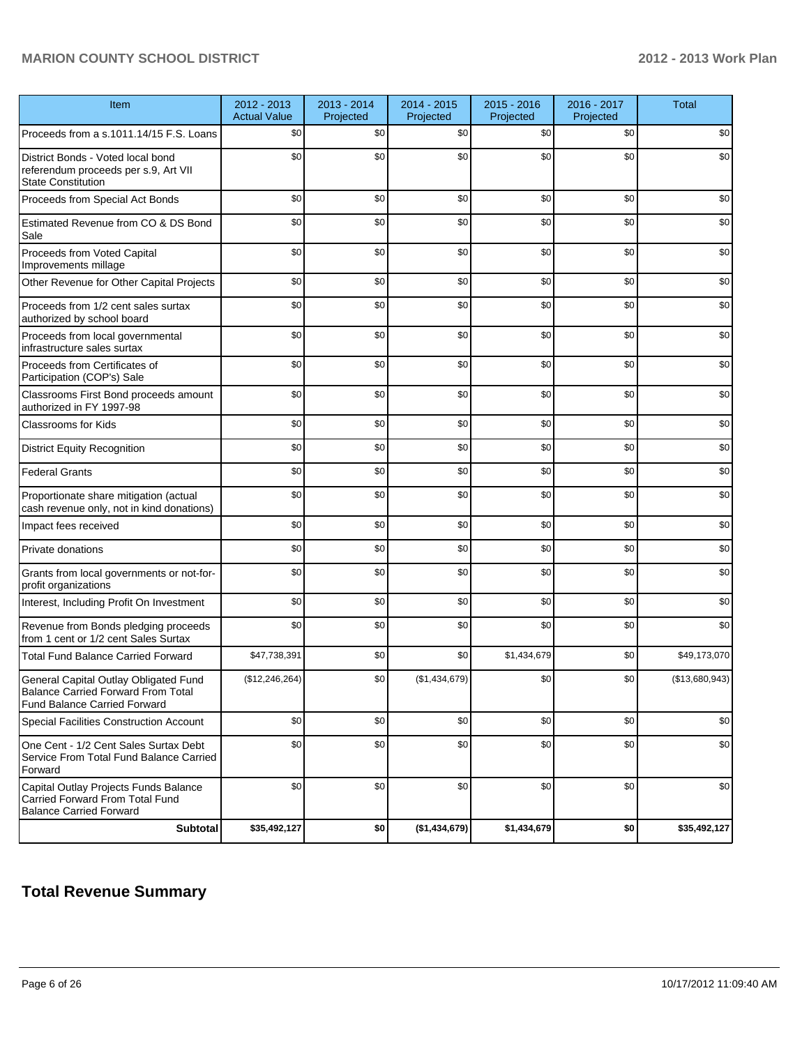| Item | 2012 - 2013 Actual Value | 2013 - 2014 Projected | 2014 - 2015 Projected | 2015 - 2016 Projected | 2016 - 2017 Projected | Total |
|---|---|---|---|---|---|---|
| Proceeds from a s.1011.14/15 F.S. Loans | $0 | $0 | $0 | $0 | $0 | $0 |
| District Bonds - Voted local bond referendum proceeds per s.9, Art VII State Constitution | $0 | $0 | $0 | $0 | $0 | $0 |
| Proceeds from Special Act Bonds | $0 | $0 | $0 | $0 | $0 | $0 |
| Estimated Revenue from CO & DS Bond Sale | $0 | $0 | $0 | $0 | $0 | $0 |
| Proceeds from Voted Capital Improvements millage | $0 | $0 | $0 | $0 | $0 | $0 |
| Other Revenue for Other Capital Projects | $0 | $0 | $0 | $0 | $0 | $0 |
| Proceeds from 1/2 cent sales surtax authorized by school board | $0 | $0 | $0 | $0 | $0 | $0 |
| Proceeds from local governmental infrastructure sales surtax | $0 | $0 | $0 | $0 | $0 | $0 |
| Proceeds from Certificates of Participation (COP's) Sale | $0 | $0 | $0 | $0 | $0 | $0 |
| Classrooms First Bond proceeds amount authorized in FY 1997-98 | $0 | $0 | $0 | $0 | $0 | $0 |
| Classrooms for Kids | $0 | $0 | $0 | $0 | $0 | $0 |
| District Equity Recognition | $0 | $0 | $0 | $0 | $0 | $0 |
| Federal Grants | $0 | $0 | $0 | $0 | $0 | $0 |
| Proportionate share mitigation (actual cash revenue only, not in kind donations) | $0 | $0 | $0 | $0 | $0 | $0 |
| Impact fees received | $0 | $0 | $0 | $0 | $0 | $0 |
| Private donations | $0 | $0 | $0 | $0 | $0 | $0 |
| Grants from local governments or not-for-profit organizations | $0 | $0 | $0 | $0 | $0 | $0 |
| Interest, Including Profit On Investment | $0 | $0 | $0 | $0 | $0 | $0 |
| Revenue from Bonds pledging proceeds from 1 cent or 1/2 cent Sales Surtax | $0 | $0 | $0 | $0 | $0 | $0 |
| Total Fund Balance Carried Forward | $47,738,391 | $0 | $0 | $1,434,679 | $0 | $49,173,070 |
| General Capital Outlay Obligated Fund Balance Carried Forward From Total Fund Balance Carried Forward | ($12,246,264) | $0 | ($1,434,679) | $0 | $0 | ($13,680,943) |
| Special Facilities Construction Account | $0 | $0 | $0 | $0 | $0 | $0 |
| One Cent - 1/2 Cent Sales Surtax Debt Service From Total Fund Balance Carried Forward | $0 | $0 | $0 | $0 | $0 | $0 |
| Capital Outlay Projects Funds Balance Carried Forward From Total Fund Balance Carried Forward | $0 | $0 | $0 | $0 | $0 | $0 |
| **Subtotal** | **$35,492,127** | **$0** | **($1,434,679)** | **$1,434,679** | **$0** | **$35,492,127** |

## Total Revenue Summary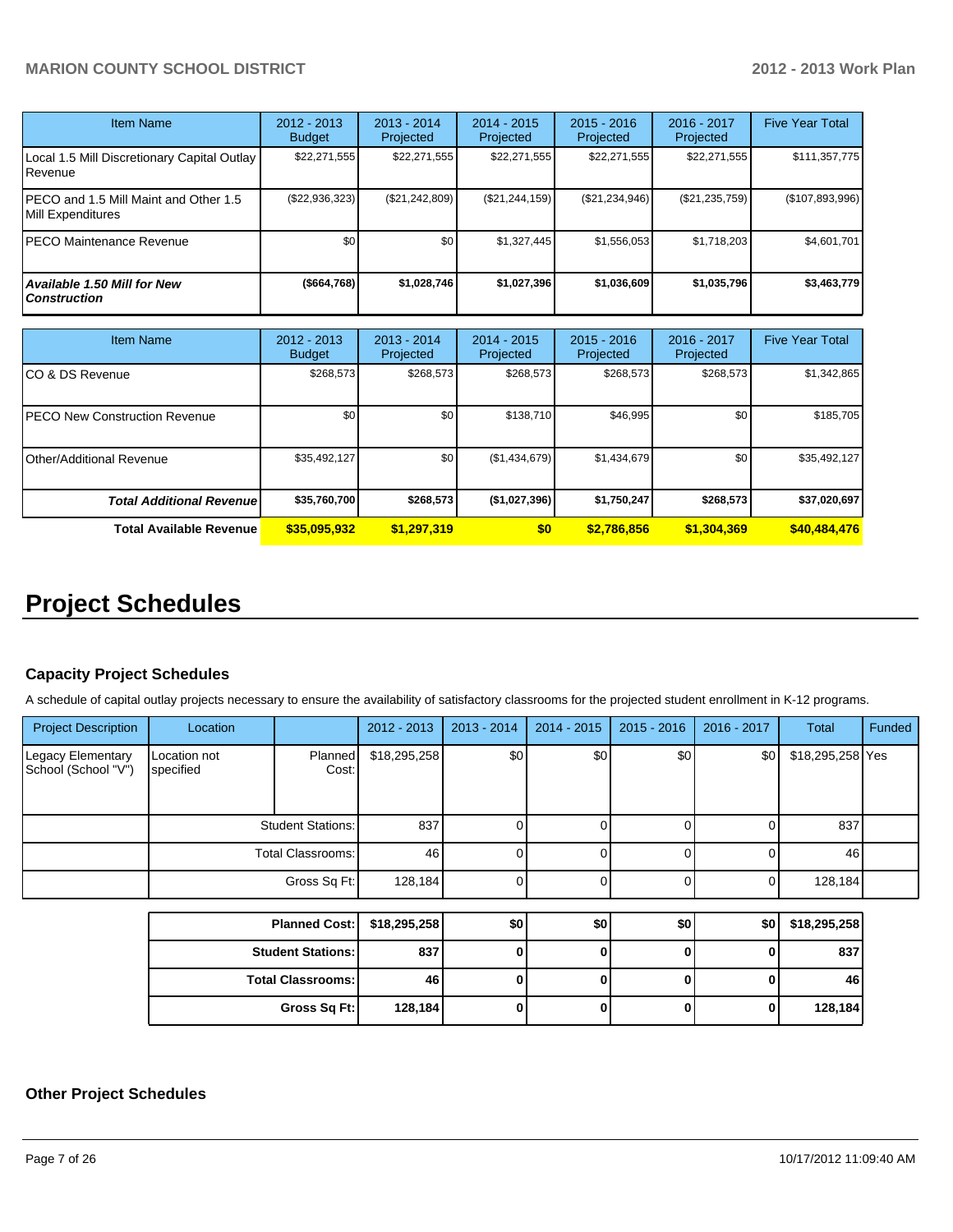| Item Name | 2012 - 2013 Budget | 2013 - 2014 Projected | 2014 - 2015 Projected | 2015 - 2016 Projected | 2016 - 2017 Projected | Five Year Total |
|---|---|---|---|---|---|---|
| Local 1.5 Mill Discretionary Capital Outlay Revenue | $22,271,555 | $22,271,555 | $22,271,555 | $22,271,555 | $22,271,555 | $111,357,775 |
| PECO and 1.5 Mill Maint and Other 1.5 Mill Expenditures | ($22,936,323) | ($21,242,809) | ($21,244,159) | ($21,234,946) | ($21,235,759) | ($107,893,996) |
| PECO Maintenance Revenue | $0 | $0 | $1,327,445 | $1,556,053 | $1,718,203 | $4,601,701 |
| ***Available 1.50 Mill for New Construction*** | **($664,768)** | **$1,028,746** | **$1,027,396** | **$1,036,609** | **$1,035,796** | **$3,463,779** |

| Item Name | 2012 - 2013 Budget | 2013 - 2014 Projected | 2014 - 2015 Projected | 2015 - 2016 Projected | 2016 - 2017 Projected | Five Year Total |
|---|---|---|---|---|---|---|
| CO & DS Revenue | $268,573 | $268,573 | $268,573 | $268,573 | $268,573 | $1,342,865 |
| PECO New Construction Revenue | $0 | $0 | $138,710 | $46,995 | $0 | $185,705 |
| Other/Additional Revenue | $35,492,127 | $0 | ($1,434,679) | $1,434,679 | $0 | $35,492,127 |
| ***Total Additional Revenue*** | **$35,760,700** | **$268,573** | **($1,027,396)** | **$1,750,247** | **$268,573** | **$37,020,697** |
| **Total Available Revenue** | **$35,095,932** | **$1,297,319** | **$0** | **$2,786,856** | **$1,304,369** | **$40,484,476** |

# Project Schedules

### Capacity Project Schedules

A schedule of capital outlay projects necessary to ensure the availability of satisfactory classrooms for the projected student enrollment in K-12 programs.

| Project Description | Location | | 2012 - 2013 | 2013 - 2014 | 2014 - 2015 | 2015 - 2016 | 2016 - 2017 | Total | Funded |
|---|---|---|---|---|---|---|---|---|---|
| Legacy Elementary School (School "V") | Location not specified | Planned Cost: | $18,295,258 | $0 | $0 | $0 | $0 | $18,295,258 | Yes |
| | | Student Stations: | 837 | 0 | 0 | 0 | 0 | 837 | |
| | | Total Classrooms: | 46 | 0 | 0 | 0 | 0 | 46 | |
| | | Gross Sq Ft: | 128,184 | 0 | 0 | 0 | 0 | 128,184 | |

| | 2012 - 2013 | 2013 - 2014 | 2014 - 2015 | 2015 - 2016 | 2016 - 2017 | Total |
|---|---|---|---|---|---|---|
| **Planned Cost:** | **$18,295,258** | **$0** | **$0** | **$0** | **$0** | **$18,295,258** |
| **Student Stations:** | **837** | **0** | **0** | **0** | **0** | **837** |
| **Total Classrooms:** | **46** | **0** | **0** | **0** | **0** | **46** |
| **Gross Sq Ft:** | **128,184** | **0** | **0** | **0** | **0** | **128,184** |

### Other Project Schedules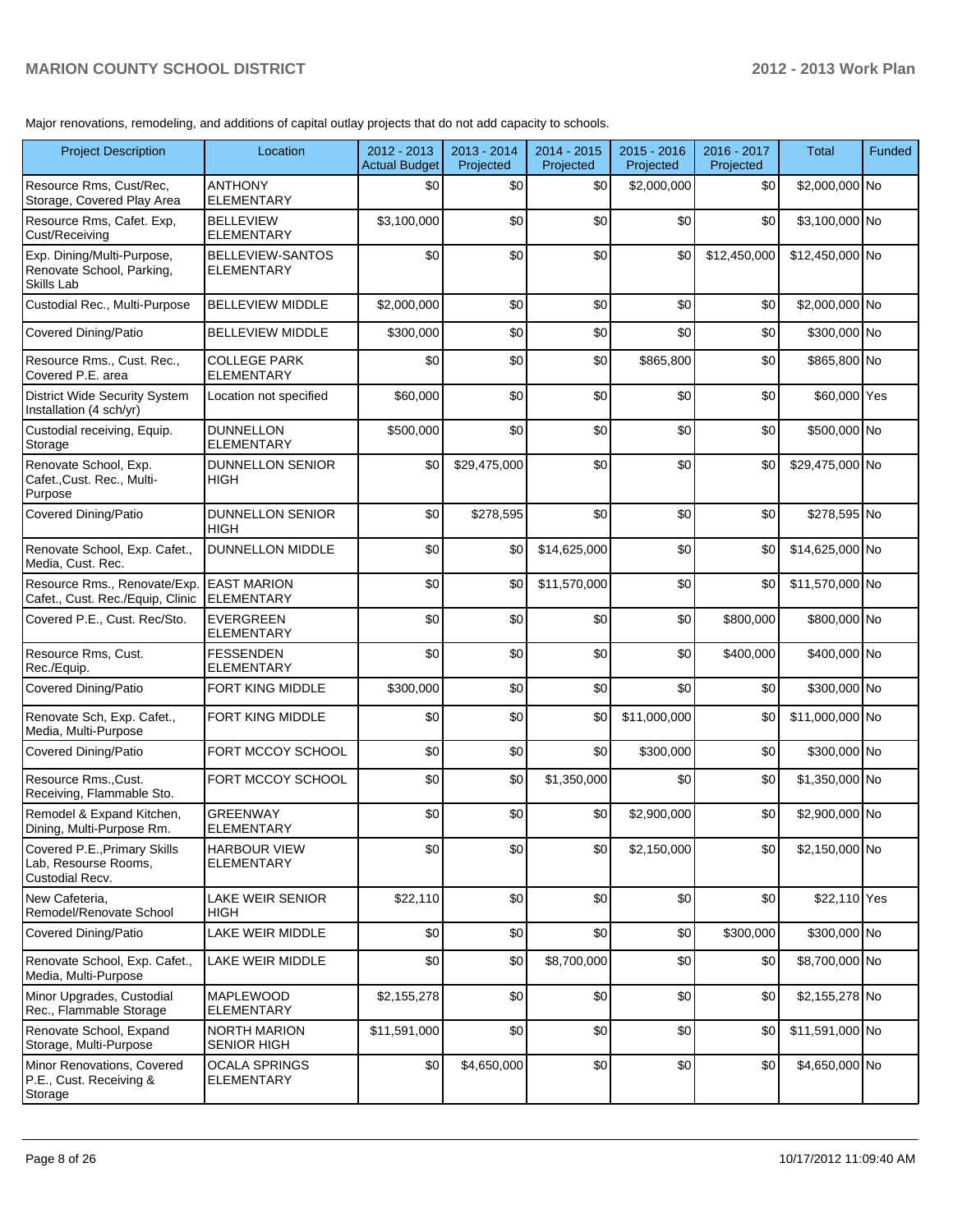Major renovations, remodeling, and additions of capital outlay projects that do not add capacity to schools.

| Project Description | Location | 2012 - 2013 Actual Budget | 2013 - 2014 Projected | 2014 - 2015 Projected | 2015 - 2016 Projected | 2016 - 2017 Projected | Total | Funded |
|---|---|---|---|---|---|---|---|---|
| Resource Rms, Cust/Rec, Storage, Covered Play Area | ANTHONY ELEMENTARY | $0 | $0 | $0 | $2,000,000 | $0 | $2,000,000 | No |
| Resource Rms, Cafet. Exp, Cust/Receiving | BELLEVIEW ELEMENTARY | $3,100,000 | $0 | $0 | $0 | $0 | $3,100,000 | No |
| Exp. Dining/Multi-Purpose, Renovate School, Parking, Skills Lab | BELLEVIEW-SANTOS ELEMENTARY | $0 | $0 | $0 | $0 | $12,450,000 | $12,450,000 | No |
| Custodial Rec., Multi-Purpose | BELLEVIEW MIDDLE | $2,000,000 | $0 | $0 | $0 | $0 | $2,000,000 | No |
| Covered Dining/Patio | BELLEVIEW MIDDLE | $300,000 | $0 | $0 | $0 | $0 | $300,000 | No |
| Resource Rms., Cust. Rec., Covered P.E. area | COLLEGE PARK ELEMENTARY | $0 | $0 | $0 | $865,800 | $0 | $865,800 | No |
| District Wide Security System Installation (4 sch/yr) | Location not specified | $60,000 | $0 | $0 | $0 | $0 | $60,000 | Yes |
| Custodial receiving, Equip. Storage | DUNNELLON ELEMENTARY | $500,000 | $0 | $0 | $0 | $0 | $500,000 | No |
| Renovate School, Exp. Cafet.,Cust. Rec., Multi-Purpose | DUNNELLON SENIOR HIGH | $0 | $29,475,000 | $0 | $0 | $0 | $29,475,000 | No |
| Covered Dining/Patio | DUNNELLON SENIOR HIGH | $0 | $278,595 | $0 | $0 | $0 | $278,595 | No |
| Renovate School, Exp. Cafet., Media, Cust. Rec. | DUNNELLON MIDDLE | $0 | $0 | $14,625,000 | $0 | $0 | $14,625,000 | No |
| Resource Rms., Renovate/Exp. Cafet., Cust. Rec./Equip, Clinic | EAST MARION ELEMENTARY | $0 | $0 | $11,570,000 | $0 | $0 | $11,570,000 | No |
| Covered P.E., Cust. Rec/Sto. | EVERGREEN ELEMENTARY | $0 | $0 | $0 | $0 | $800,000 | $800,000 | No |
| Resource Rms, Cust. Rec./Equip. | FESSENDEN ELEMENTARY | $0 | $0 | $0 | $0 | $400,000 | $400,000 | No |
| Covered Dining/Patio | FORT KING MIDDLE | $300,000 | $0 | $0 | $0 | $0 | $300,000 | No |
| Renovate Sch, Exp. Cafet., Media, Multi-Purpose | FORT KING MIDDLE | $0 | $0 | $0 | $11,000,000 | $0 | $11,000,000 | No |
| Covered Dining/Patio | FORT MCCOY SCHOOL | $0 | $0 | $0 | $300,000 | $0 | $300,000 | No |
| Resource Rms.,Cust. Receiving, Flammable Sto. | FORT MCCOY SCHOOL | $0 | $0 | $1,350,000 | $0 | $0 | $1,350,000 | No |
| Remodel & Expand Kitchen, Dining, Multi-Purpose Rm. | GREENWAY ELEMENTARY | $0 | $0 | $0 | $2,900,000 | $0 | $2,900,000 | No |
| Covered P.E.,Primary Skills Lab, Resourse Rooms, Custodial Recv. | HARBOUR VIEW ELEMENTARY | $0 | $0 | $0 | $2,150,000 | $0 | $2,150,000 | No |
| New Cafeteria, Remodel/Renovate School | LAKE WEIR SENIOR HIGH | $22,110 | $0 | $0 | $0 | $0 | $22,110 | Yes |
| Covered Dining/Patio | LAKE WEIR MIDDLE | $0 | $0 | $0 | $0 | $300,000 | $300,000 | No |
| Renovate School, Exp. Cafet., Media, Multi-Purpose | LAKE WEIR MIDDLE | $0 | $0 | $8,700,000 | $0 | $0 | $8,700,000 | No |
| Minor Upgrades, Custodial Rec., Flammable Storage | MAPLEWOOD ELEMENTARY | $2,155,278 | $0 | $0 | $0 | $0 | $2,155,278 | No |
| Renovate School, Expand Storage, Multi-Purpose | NORTH MARION SENIOR HIGH | $11,591,000 | $0 | $0 | $0 | $0 | $11,591,000 | No |
| Minor Renovations, Covered P.E., Cust. Receiving & Storage | OCALA SPRINGS ELEMENTARY | $0 | $4,650,000 | $0 | $0 | $0 | $4,650,000 | No |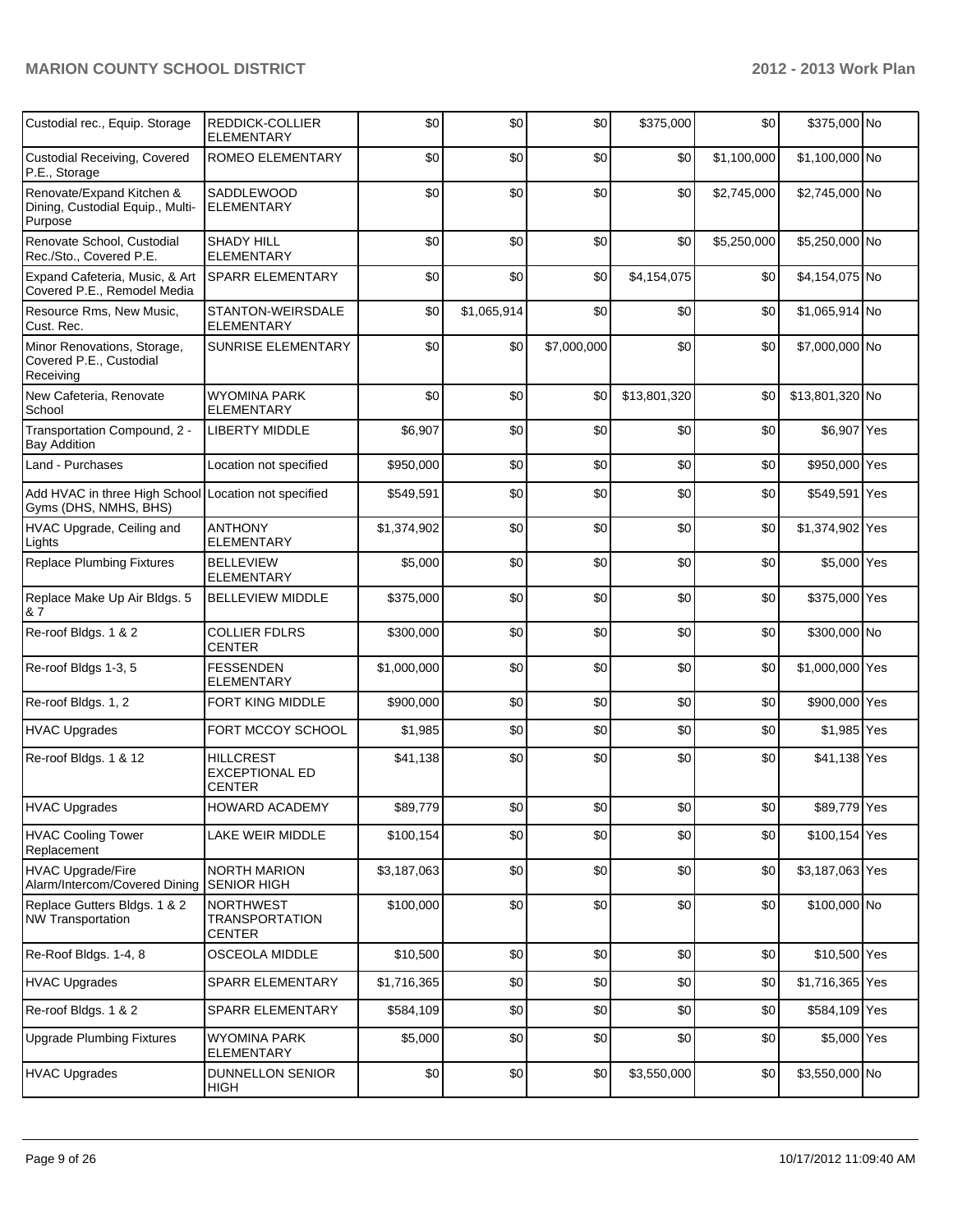| Custodial rec., Equip. Storage | REDDICK-COLLIER ELEMENTARY | $0 | $0 | $0 | $375,000 | $0 | $375,000 | No |
|---|---|---|---|---|---|---|---|---|
| Custodial Receiving, Covered P.E., Storage | ROMEO ELEMENTARY | $0 | $0 | $0 | $0 | $1,100,000 | $1,100,000 | No |
| Renovate/Expand Kitchen & Dining, Custodial Equip., Multi-Purpose | SADDLEWOOD ELEMENTARY | $0 | $0 | $0 | $0 | $2,745,000 | $2,745,000 | No |
| Renovate School, Custodial Rec./Sto., Covered P.E. | SHADY HILL ELEMENTARY | $0 | $0 | $0 | $0 | $5,250,000 | $5,250,000 | No |
| Expand Cafeteria, Music, & Art Covered P.E., Remodel Media | SPARR ELEMENTARY | $0 | $0 | $0 | $4,154,075 | $0 | $4,154,075 | No |
| Resource Rms, New Music, Cust. Rec. | STANTON-WEIRSDALE ELEMENTARY | $0 | $1,065,914 | $0 | $0 | $0 | $1,065,914 | No |
| Minor Renovations, Storage, Covered P.E., Custodial Receiving | SUNRISE ELEMENTARY | $0 | $0 | $7,000,000 | $0 | $0 | $7,000,000 | No |
| New Cafeteria, Renovate School | WYOMINA PARK ELEMENTARY | $0 | $0 | $0 | $13,801,320 | $0 | $13,801,320 | No |
| Transportation Compound, 2 - Bay Addition | LIBERTY MIDDLE | $6,907 | $0 | $0 | $0 | $0 | $6,907 | Yes |
| Land - Purchases | Location not specified | $950,000 | $0 | $0 | $0 | $0 | $950,000 | Yes |
| Add HVAC in three High School Gyms (DHS, NMHS, BHS) | Location not specified | $549,591 | $0 | $0 | $0 | $0 | $549,591 | Yes |
| HVAC Upgrade, Ceiling and Lights | ANTHONY ELEMENTARY | $1,374,902 | $0 | $0 | $0 | $0 | $1,374,902 | Yes |
| Replace Plumbing Fixtures | BELLEVIEW ELEMENTARY | $5,000 | $0 | $0 | $0 | $0 | $5,000 | Yes |
| Replace Make Up Air Bldgs. 5 & 7 | BELLEVIEW MIDDLE | $375,000 | $0 | $0 | $0 | $0 | $375,000 | Yes |
| Re-roof Bldgs. 1 & 2 | COLLIER FDLRS CENTER | $300,000 | $0 | $0 | $0 | $0 | $300,000 | No |
| Re-roof Bldgs 1-3, 5 | FESSENDEN ELEMENTARY | $1,000,000 | $0 | $0 | $0 | $0 | $1,000,000 | Yes |
| Re-roof Bldgs. 1, 2 | FORT KING MIDDLE | $900,000 | $0 | $0 | $0 | $0 | $900,000 | Yes |
| HVAC Upgrades | FORT MCCOY SCHOOL | $1,985 | $0 | $0 | $0 | $0 | $1,985 | Yes |
| Re-roof Bldgs. 1 & 12 | HILLCREST EXCEPTIONAL ED CENTER | $41,138 | $0 | $0 | $0 | $0 | $41,138 | Yes |
| HVAC Upgrades | HOWARD ACADEMY | $89,779 | $0 | $0 | $0 | $0 | $89,779 | Yes |
| HVAC Cooling Tower Replacement | LAKE WEIR MIDDLE | $100,154 | $0 | $0 | $0 | $0 | $100,154 | Yes |
| HVAC Upgrade/Fire Alarm/Intercom/Covered Dining | NORTH MARION SENIOR HIGH | $3,187,063 | $0 | $0 | $0 | $0 | $3,187,063 | Yes |
| Replace Gutters Bldgs. 1 & 2 NW Transportation | NORTHWEST TRANSPORTATION CENTER | $100,000 | $0 | $0 | $0 | $0 | $100,000 | No |
| Re-Roof Bldgs. 1-4, 8 | OSCEOLA MIDDLE | $10,500 | $0 | $0 | $0 | $0 | $10,500 | Yes |
| HVAC Upgrades | SPARR ELEMENTARY | $1,716,365 | $0 | $0 | $0 | $0 | $1,716,365 | Yes |
| Re-roof Bldgs. 1 & 2 | SPARR ELEMENTARY | $584,109 | $0 | $0 | $0 | $0 | $584,109 | Yes |
| Upgrade Plumbing Fixtures | WYOMINA PARK ELEMENTARY | $5,000 | $0 | $0 | $0 | $0 | $5,000 | Yes |
| HVAC Upgrades | DUNNELLON SENIOR HIGH | $0 | $0 | $0 | $3,550,000 | $0 | $3,550,000 | No |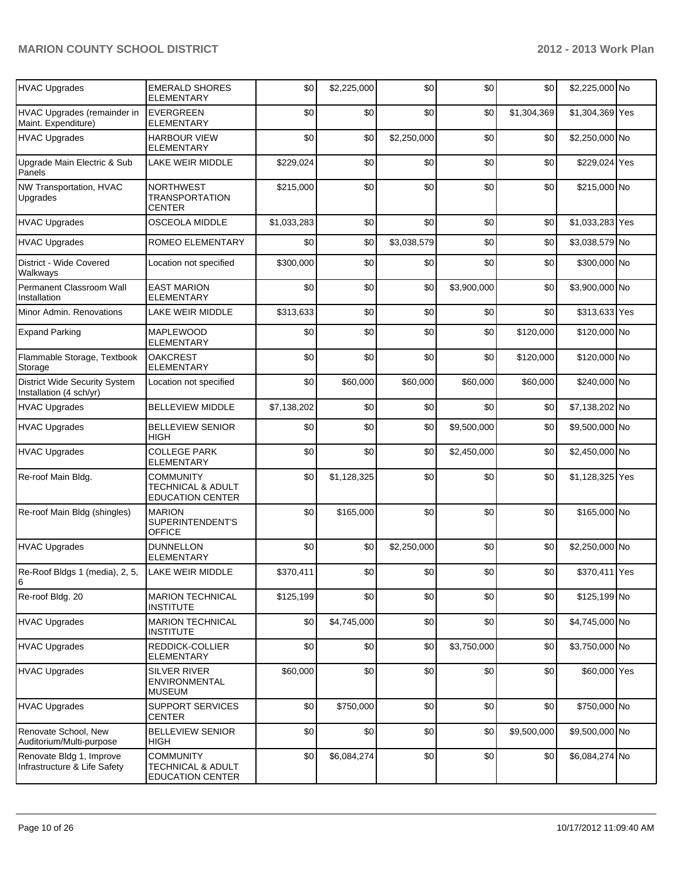| HVAC Upgrades | EMERALD SHORES ELEMENTARY | $0 | $2,225,000 | $0 | $0 | $0 | $2,225,000 | No |
|---|---|---|---|---|---|---|---|---|
| HVAC Upgrades (remainder in Maint. Expenditure) | EVERGREEN ELEMENTARY | $0 | $0 | $0 | $0 | $1,304,369 | $1,304,369 | Yes |
| HVAC Upgrades | HARBOUR VIEW ELEMENTARY | $0 | $0 | $2,250,000 | $0 | $0 | $2,250,000 | No |
| Upgrade Main Electric & Sub Panels | LAKE WEIR MIDDLE | $229,024 | $0 | $0 | $0 | $0 | $229,024 | Yes |
| NW Transportation, HVAC Upgrades | NORTHWEST TRANSPORTATION CENTER | $215,000 | $0 | $0 | $0 | $0 | $215,000 | No |
| HVAC Upgrades | OSCEOLA MIDDLE | $1,033,283 | $0 | $0 | $0 | $0 | $1,033,283 | Yes |
| HVAC Upgrades | ROMEO ELEMENTARY | $0 | $0 | $3,038,579 | $0 | $0 | $3,038,579 | No |
| District - Wide Covered Walkways | Location not specified | $300,000 | $0 | $0 | $0 | $0 | $300,000 | No |
| Permanent Classroom Wall Installation | EAST MARION ELEMENTARY | $0 | $0 | $0 | $3,900,000 | $0 | $3,900,000 | No |
| Minor Admin. Renovations | LAKE WEIR MIDDLE | $313,633 | $0 | $0 | $0 | $0 | $313,633 | Yes |
| Expand Parking | MAPLEWOOD ELEMENTARY | $0 | $0 | $0 | $0 | $120,000 | $120,000 | No |
| Flammable Storage, Textbook Storage | OAKCREST ELEMENTARY | $0 | $0 | $0 | $0 | $120,000 | $120,000 | No |
| District Wide Security System Installation (4 sch/yr) | Location not specified | $0 | $60,000 | $60,000 | $60,000 | $60,000 | $240,000 | No |
| HVAC Upgrades | BELLEVIEW MIDDLE | $7,138,202 | $0 | $0 | $0 | $0 | $7,138,202 | No |
| HVAC Upgrades | BELLEVIEW SENIOR HIGH | $0 | $0 | $0 | $9,500,000 | $0 | $9,500,000 | No |
| HVAC Upgrades | COLLEGE PARK ELEMENTARY | $0 | $0 | $0 | $2,450,000 | $0 | $2,450,000 | No |
| Re-roof Main Bldg. | COMMUNITY TECHNICAL & ADULT EDUCATION CENTER | $0 | $1,128,325 | $0 | $0 | $0 | $1,128,325 | Yes |
| Re-roof Main Bldg (shingles) | MARION SUPERINTENDENT'S OFFICE | $0 | $165,000 | $0 | $0 | $0 | $165,000 | No |
| HVAC Upgrades | DUNNELLON ELEMENTARY | $0 | $0 | $2,250,000 | $0 | $0 | $2,250,000 | No |
| Re-Roof Bldgs 1 (media), 2, 5, 6 | LAKE WEIR MIDDLE | $370,411 | $0 | $0 | $0 | $0 | $370,411 | Yes |
| Re-roof Bldg. 20 | MARION TECHNICAL INSTITUTE | $125,199 | $0 | $0 | $0 | $0 | $125,199 | No |
| HVAC Upgrades | MARION TECHNICAL INSTITUTE | $0 | $4,745,000 | $0 | $0 | $0 | $4,745,000 | No |
| HVAC Upgrades | REDDICK-COLLIER ELEMENTARY | $0 | $0 | $0 | $3,750,000 | $0 | $3,750,000 | No |
| HVAC Upgrades | SILVER RIVER ENVIRONMENTAL MUSEUM | $60,000 | $0 | $0 | $0 | $0 | $60,000 | Yes |
| HVAC Upgrades | SUPPORT SERVICES CENTER | $0 | $750,000 | $0 | $0 | $0 | $750,000 | No |
| Renovate School, New Auditorium/Multi-purpose | BELLEVIEW SENIOR HIGH | $0 | $0 | $0 | $0 | $9,500,000 | $9,500,000 | No |
| Renovate Bldg 1, Improve Infrastructure & Life Safety | COMMUNITY TECHNICAL & ADULT EDUCATION CENTER | $0 | $6,084,274 | $0 | $0 | $0 | $6,084,274 | No |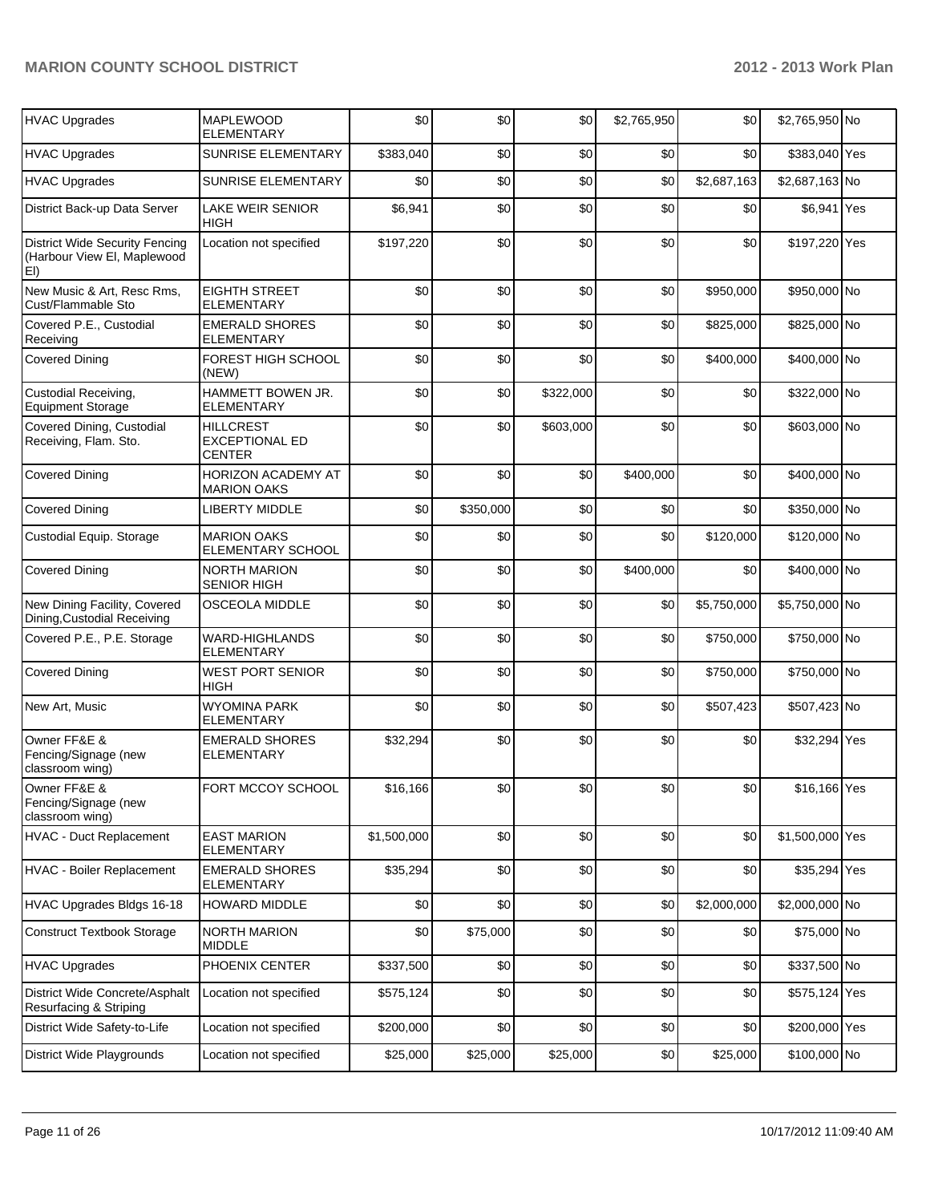| HVAC Upgrades | MAPLEWOOD ELEMENTARY | $0 | $0 | $0 | $2,765,950 | $0 | $2,765,950 | No |
|---|---|---|---|---|---|---|---|---|
| HVAC Upgrades | SUNRISE ELEMENTARY | $383,040 | $0 | $0 | $0 | $0 | $383,040 | Yes |
| HVAC Upgrades | SUNRISE ELEMENTARY | $0 | $0 | $0 | $0 | $2,687,163 | $2,687,163 | No |
| District Back-up Data Server | LAKE WEIR SENIOR HIGH | $6,941 | $0 | $0 | $0 | $0 | $6,941 | Yes |
| District Wide Security Fencing (Harbour View El, Maplewood El) | Location not specified | $197,220 | $0 | $0 | $0 | $0 | $197,220 | Yes |
| New Music & Art, Resc Rms, Cust/Flammable Sto | EIGHTH STREET ELEMENTARY | $0 | $0 | $0 | $0 | $950,000 | $950,000 | No |
| Covered P.E., Custodial Receiving | EMERALD SHORES ELEMENTARY | $0 | $0 | $0 | $0 | $825,000 | $825,000 | No |
| Covered Dining | FOREST HIGH SCHOOL (NEW) | $0 | $0 | $0 | $0 | $400,000 | $400,000 | No |
| Custodial Receiving, Equipment Storage | HAMMETT BOWEN JR. ELEMENTARY | $0 | $0 | $322,000 | $0 | $0 | $322,000 | No |
| Covered Dining, Custodial Receiving, Flam. Sto. | HILLCREST EXCEPTIONAL ED CENTER | $0 | $0 | $603,000 | $0 | $0 | $603,000 | No |
| Covered Dining | HORIZON ACADEMY AT MARION OAKS | $0 | $0 | $0 | $400,000 | $0 | $400,000 | No |
| Covered Dining | LIBERTY MIDDLE | $0 | $350,000 | $0 | $0 | $0 | $350,000 | No |
| Custodial Equip. Storage | MARION OAKS ELEMENTARY SCHOOL | $0 | $0 | $0 | $0 | $120,000 | $120,000 | No |
| Covered Dining | NORTH MARION SENIOR HIGH | $0 | $0 | $0 | $400,000 | $0 | $400,000 | No |
| New Dining Facility, Covered Dining,Custodial Receiving | OSCEOLA MIDDLE | $0 | $0 | $0 | $0 | $5,750,000 | $5,750,000 | No |
| Covered P.E., P.E. Storage | WARD-HIGHLANDS ELEMENTARY | $0 | $0 | $0 | $0 | $750,000 | $750,000 | No |
| Covered Dining | WEST PORT SENIOR HIGH | $0 | $0 | $0 | $0 | $750,000 | $750,000 | No |
| New Art, Music | WYOMINA PARK ELEMENTARY | $0 | $0 | $0 | $0 | $507,423 | $507,423 | No |
| Owner FF&E & Fencing/Signage (new classroom wing) | EMERALD SHORES ELEMENTARY | $32,294 | $0 | $0 | $0 | $0 | $32,294 | Yes |
| Owner FF&E & Fencing/Signage (new classroom wing) | FORT MCCOY SCHOOL | $16,166 | $0 | $0 | $0 | $0 | $16,166 | Yes |
| HVAC - Duct Replacement | EAST MARION ELEMENTARY | $1,500,000 | $0 | $0 | $0 | $0 | $1,500,000 | Yes |
| HVAC - Boiler Replacement | EMERALD SHORES ELEMENTARY | $35,294 | $0 | $0 | $0 | $0 | $35,294 | Yes |
| HVAC Upgrades Bldgs 16-18 | HOWARD MIDDLE | $0 | $0 | $0 | $0 | $2,000,000 | $2,000,000 | No |
| Construct Textbook Storage | NORTH MARION MIDDLE | $0 | $75,000 | $0 | $0 | $0 | $75,000 | No |
| HVAC Upgrades | PHOENIX CENTER | $337,500 | $0 | $0 | $0 | $0 | $337,500 | No |
| District Wide Concrete/Asphalt Resurfacing & Striping | Location not specified | $575,124 | $0 | $0 | $0 | $0 | $575,124 | Yes |
| District Wide Safety-to-Life | Location not specified | $200,000 | $0 | $0 | $0 | $0 | $200,000 | Yes |
| District Wide Playgrounds | Location not specified | $25,000 | $25,000 | $25,000 | $0 | $25,000 | $100,000 | No |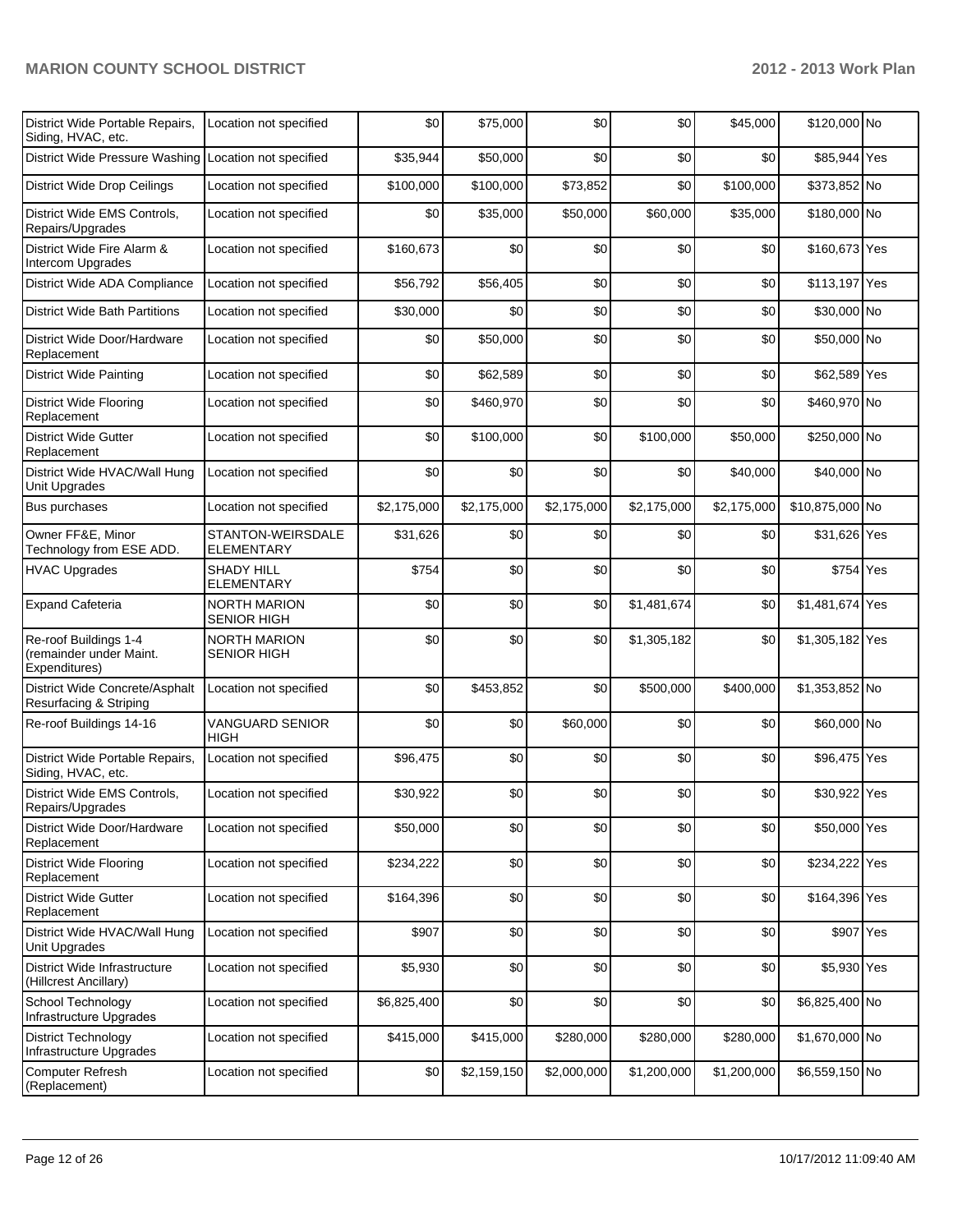| District Wide Portable Repairs, Siding, HVAC, etc. | Location not specified | $0 | $75,000 | $0 | $0 | $45,000 | $120,000 | No |
|---|---|---|---|---|---|---|---|---|
| District Wide Pressure Washing | Location not specified | $35,944 | $50,000 | $0 | $0 | $0 | $85,944 | Yes |
| District Wide Drop Ceilings | Location not specified | $100,000 | $100,000 | $73,852 | $0 | $100,000 | $373,852 | No |
| District Wide EMS Controls, Repairs/Upgrades | Location not specified | $0 | $35,000 | $50,000 | $60,000 | $35,000 | $180,000 | No |
| District Wide Fire Alarm & Intercom Upgrades | Location not specified | $160,673 | $0 | $0 | $0 | $0 | $160,673 | Yes |
| District Wide ADA Compliance | Location not specified | $56,792 | $56,405 | $0 | $0 | $0 | $113,197 | Yes |
| District Wide Bath Partitions | Location not specified | $30,000 | $0 | $0 | $0 | $0 | $30,000 | No |
| District Wide Door/Hardware Replacement | Location not specified | $0 | $50,000 | $0 | $0 | $0 | $50,000 | No |
| District Wide Painting | Location not specified | $0 | $62,589 | $0 | $0 | $0 | $62,589 | Yes |
| District Wide Flooring Replacement | Location not specified | $0 | $460,970 | $0 | $0 | $0 | $460,970 | No |
| District Wide Gutter Replacement | Location not specified | $0 | $100,000 | $0 | $100,000 | $50,000 | $250,000 | No |
| District Wide HVAC/Wall Hung Unit Upgrades | Location not specified | $0 | $0 | $0 | $0 | $40,000 | $40,000 | No |
| Bus purchases | Location not specified | $2,175,000 | $2,175,000 | $2,175,000 | $2,175,000 | $2,175,000 | $10,875,000 | No |
| Owner FF&E, Minor Technology from ESE ADD. | STANTON-WEIRSDALE ELEMENTARY | $31,626 | $0 | $0 | $0 | $0 | $31,626 | Yes |
| HVAC Upgrades | SHADY HILL ELEMENTARY | $754 | $0 | $0 | $0 | $0 | $754 | Yes |
| Expand Cafeteria | NORTH MARION SENIOR HIGH | $0 | $0 | $0 | $1,481,674 | $0 | $1,481,674 | Yes |
| Re-roof Buildings 1-4 (remainder under Maint. Expenditures) | NORTH MARION SENIOR HIGH | $0 | $0 | $0 | $1,305,182 | $0 | $1,305,182 | Yes |
| District Wide Concrete/Asphalt Resurfacing & Striping | Location not specified | $0 | $453,852 | $0 | $500,000 | $400,000 | $1,353,852 | No |
| Re-roof Buildings 14-16 | VANGUARD SENIOR HIGH | $0 | $0 | $60,000 | $0 | $0 | $60,000 | No |
| District Wide Portable Repairs, Siding, HVAC, etc. | Location not specified | $96,475 | $0 | $0 | $0 | $0 | $96,475 | Yes |
| District Wide EMS Controls, Repairs/Upgrades | Location not specified | $30,922 | $0 | $0 | $0 | $0 | $30,922 | Yes |
| District Wide Door/Hardware Replacement | Location not specified | $50,000 | $0 | $0 | $0 | $0 | $50,000 | Yes |
| District Wide Flooring Replacement | Location not specified | $234,222 | $0 | $0 | $0 | $0 | $234,222 | Yes |
| District Wide Gutter Replacement | Location not specified | $164,396 | $0 | $0 | $0 | $0 | $164,396 | Yes |
| District Wide HVAC/Wall Hung Unit Upgrades | Location not specified | $907 | $0 | $0 | $0 | $0 | $907 | Yes |
| District Wide Infrastructure (Hillcrest Ancillary) | Location not specified | $5,930 | $0 | $0 | $0 | $0 | $5,930 | Yes |
| School Technology Infrastructure Upgrades | Location not specified | $6,825,400 | $0 | $0 | $0 | $0 | $6,825,400 | No |
| District Technology Infrastructure Upgrades | Location not specified | $415,000 | $415,000 | $280,000 | $280,000 | $280,000 | $1,670,000 | No |
| Computer Refresh (Replacement) | Location not specified | $0 | $2,159,150 | $2,000,000 | $1,200,000 | $1,200,000 | $6,559,150 | No |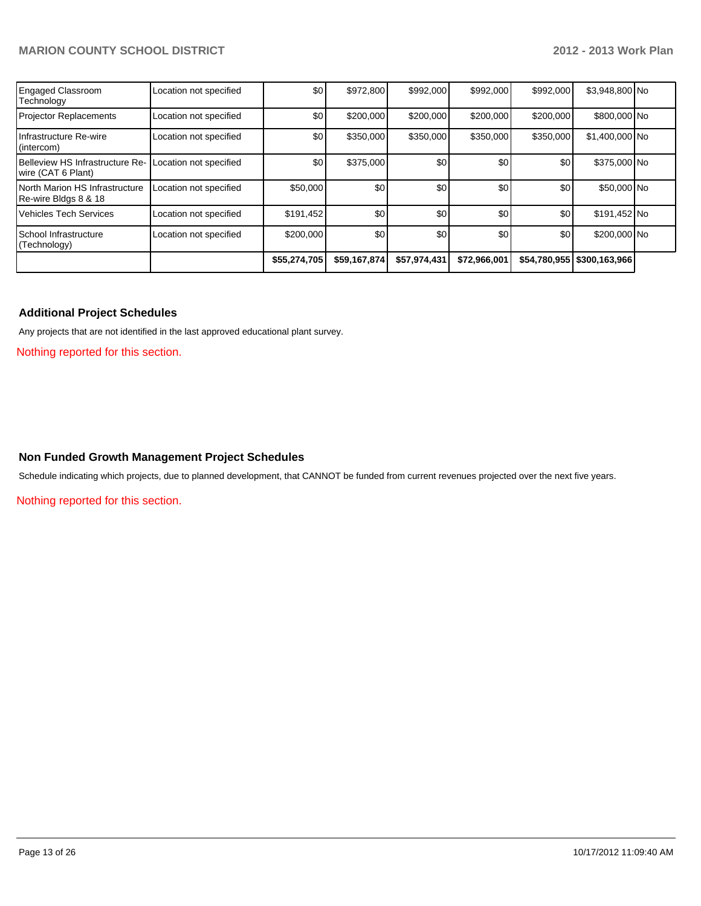| | | | | | | | | |
|---|---|---|---|---|---|---|---|---|
| Engaged Classroom Technology | Location not specified | $0 | $972,800 | $992,000 | $992,000 | $992,000 | $3,948,800 | No |
| Projector Replacements | Location not specified | $0 | $200,000 | $200,000 | $200,000 | $200,000 | $800,000 | No |
| Infrastructure Re-wire (intercom) | Location not specified | $0 | $350,000 | $350,000 | $350,000 | $350,000 | $1,400,000 | No |
| Belleview HS Infrastructure Re-wire (CAT 6 Plant) | Location not specified | $0 | $375,000 | $0 | $0 | $0 | $375,000 | No |
| North Marion HS Infrastructure Re-wire Bldgs 8 & 18 | Location not specified | $50,000 | $0 | $0 | $0 | $0 | $50,000 | No |
| Vehicles Tech Services | Location not specified | $191,452 | $0 | $0 | $0 | $0 | $191,452 | No |
| School Infrastructure (Technology) | Location not specified | $200,000 | $0 | $0 | $0 | $0 | $200,000 | No |
| | | **$55,274,705** | **$59,167,874** | **$57,974,431** | **$72,966,001** | **$54,780,955** | **$300,163,966** | |

### Additional Project Schedules

Any projects that are not identified in the last approved educational plant survey.

Nothing reported for this section.

### Non Funded Growth Management Project Schedules

Schedule indicating which projects, due to planned development, that CANNOT be funded from current revenues projected over the next five years.

Nothing reported for this section.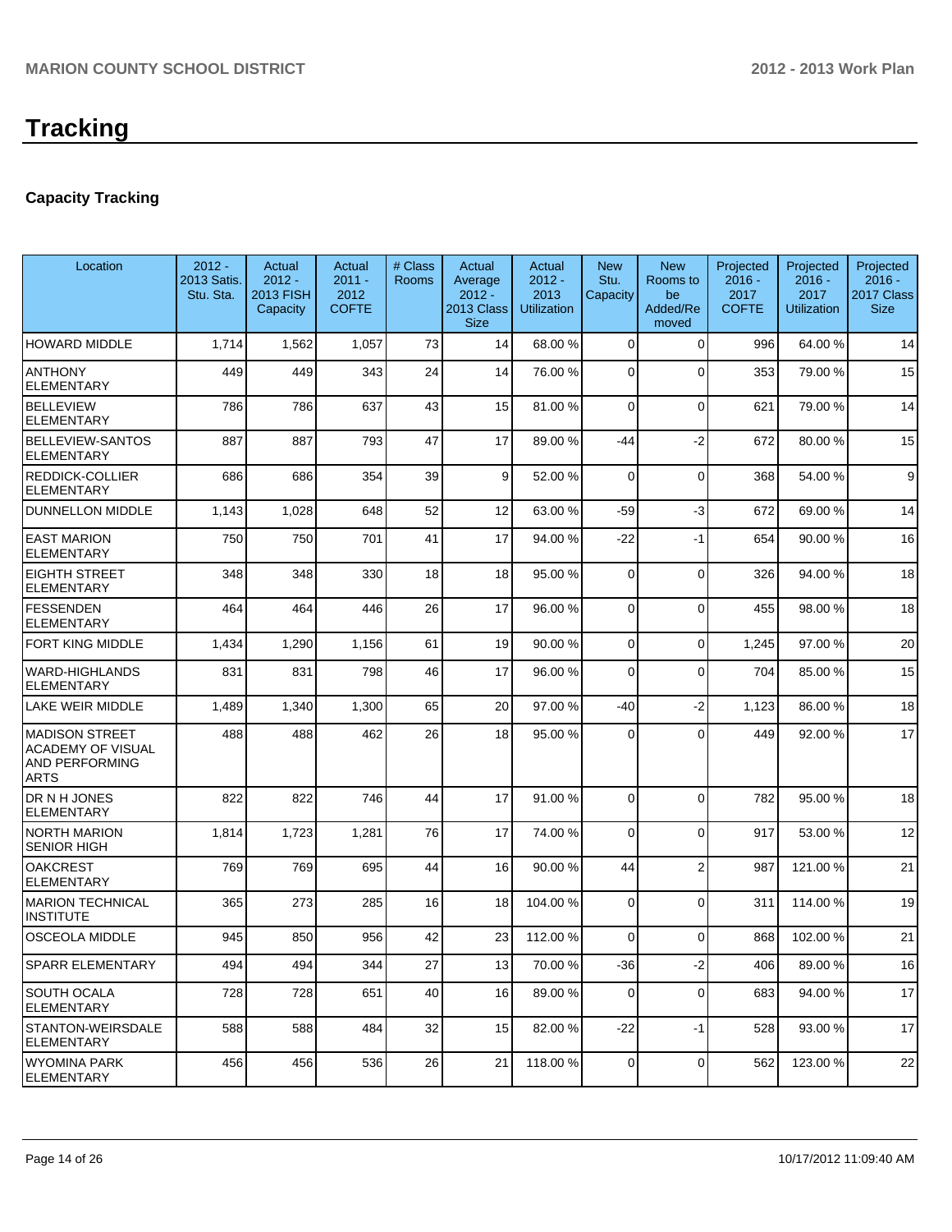# Tracking

## Capacity Tracking

| Location | 2012 - 2013 Satis. Stu. Sta. | Actual 2012 - 2013 FISH Capacity | Actual 2011 - 2012 COFTE | # Class Rooms | Actual Average 2012 - 2013 Class Size | Actual 2012 - 2013 Utilization | New Stu. Capacity | New Rooms to be Added/Removed | Projected 2016 - 2017 COFTE | Projected 2016 - 2017 Utilization | Projected 2016 - 2017 Class Size |
|---|---|---|---|---|---|---|---|---|---|---|---|
| HOWARD MIDDLE | 1,714 | 1,562 | 1,057 | 73 | 14 | 68.00 % | 0 | 0 | 996 | 64.00 % | 14 |
| ANTHONY ELEMENTARY | 449 | 449 | 343 | 24 | 14 | 76.00 % | 0 | 0 | 353 | 79.00 % | 15 |
| BELLEVIEW ELEMENTARY | 786 | 786 | 637 | 43 | 15 | 81.00 % | 0 | 0 | 621 | 79.00 % | 14 |
| BELLEVIEW-SANTOS ELEMENTARY | 887 | 887 | 793 | 47 | 17 | 89.00 % | -44 | -2 | 672 | 80.00 % | 15 |
| REDDICK-COLLIER ELEMENTARY | 686 | 686 | 354 | 39 | 9 | 52.00 % | 0 | 0 | 368 | 54.00 % | 9 |
| DUNNELLON MIDDLE | 1,143 | 1,028 | 648 | 52 | 12 | 63.00 % | -59 | -3 | 672 | 69.00 % | 14 |
| EAST MARION ELEMENTARY | 750 | 750 | 701 | 41 | 17 | 94.00 % | -22 | -1 | 654 | 90.00 % | 16 |
| EIGHTH STREET ELEMENTARY | 348 | 348 | 330 | 18 | 18 | 95.00 % | 0 | 0 | 326 | 94.00 % | 18 |
| FESSENDEN ELEMENTARY | 464 | 464 | 446 | 26 | 17 | 96.00 % | 0 | 0 | 455 | 98.00 % | 18 |
| FORT KING MIDDLE | 1,434 | 1,290 | 1,156 | 61 | 19 | 90.00 % | 0 | 0 | 1,245 | 97.00 % | 20 |
| WARD-HIGHLANDS ELEMENTARY | 831 | 831 | 798 | 46 | 17 | 96.00 % | 0 | 0 | 704 | 85.00 % | 15 |
| LAKE WEIR MIDDLE | 1,489 | 1,340 | 1,300 | 65 | 20 | 97.00 % | -40 | -2 | 1,123 | 86.00 % | 18 |
| MADISON STREET ACADEMY OF VISUAL AND PERFORMING ARTS | 488 | 488 | 462 | 26 | 18 | 95.00 % | 0 | 0 | 449 | 92.00 % | 17 |
| DR N H JONES ELEMENTARY | 822 | 822 | 746 | 44 | 17 | 91.00 % | 0 | 0 | 782 | 95.00 % | 18 |
| NORTH MARION SENIOR HIGH | 1,814 | 1,723 | 1,281 | 76 | 17 | 74.00 % | 0 | 0 | 917 | 53.00 % | 12 |
| OAKCREST ELEMENTARY | 769 | 769 | 695 | 44 | 16 | 90.00 % | 44 | 2 | 987 | 121.00 % | 21 |
| MARION TECHNICAL INSTITUTE | 365 | 273 | 285 | 16 | 18 | 104.00 % | 0 | 0 | 311 | 114.00 % | 19 |
| OSCEOLA MIDDLE | 945 | 850 | 956 | 42 | 23 | 112.00 % | 0 | 0 | 868 | 102.00 % | 21 |
| SPARR ELEMENTARY | 494 | 494 | 344 | 27 | 13 | 70.00 % | -36 | -2 | 406 | 89.00 % | 16 |
| SOUTH OCALA ELEMENTARY | 728 | 728 | 651 | 40 | 16 | 89.00 % | 0 | 0 | 683 | 94.00 % | 17 |
| STANTON-WEIRSDALE ELEMENTARY | 588 | 588 | 484 | 32 | 15 | 82.00 % | -22 | -1 | 528 | 93.00 % | 17 |
| WYOMINA PARK ELEMENTARY | 456 | 456 | 536 | 26 | 21 | 118.00 % | 0 | 0 | 562 | 123.00 % | 22 |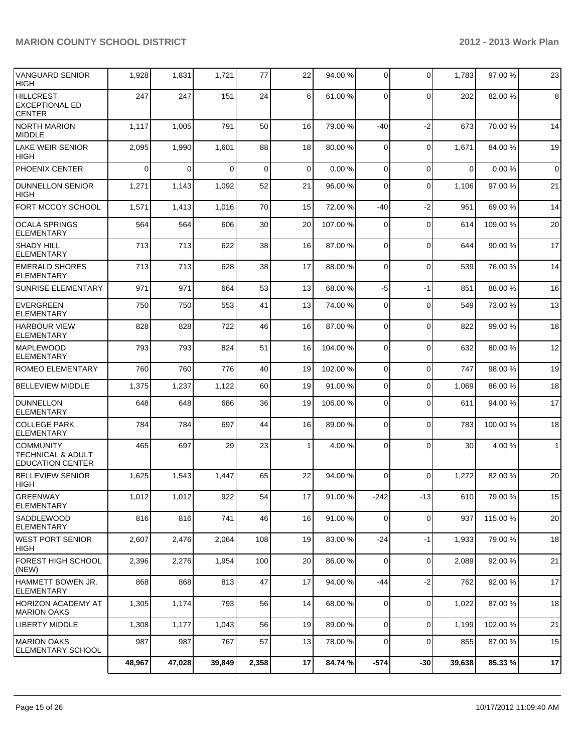| | | | | | | | | | | |
|---|---|---|---|---|---|---|---|---|---|---|
| VANGUARD SENIOR HIGH | 1,928 | 1,831 | 1,721 | 77 | 22 | 94.00 % | 0 | 0 | 1,783 | 97.00 % | 23 |
| HILLCREST EXCEPTIONAL ED CENTER | 247 | 247 | 151 | 24 | 6 | 61.00 % | 0 | 0 | 202 | 82.00 % | 8 |
| NORTH MARION MIDDLE | 1,117 | 1,005 | 791 | 50 | 16 | 79.00 % | -40 | -2 | 673 | 70.00 % | 14 |
| LAKE WEIR SENIOR HIGH | 2,095 | 1,990 | 1,601 | 88 | 18 | 80.00 % | 0 | 0 | 1,671 | 84.00 % | 19 |
| PHOENIX CENTER | 0 | 0 | 0 | 0 | 0 | 0.00 % | 0 | 0 | 0 | 0.00 % | 0 |
| DUNNELLON SENIOR HIGH | 1,271 | 1,143 | 1,092 | 52 | 21 | 96.00 % | 0 | 0 | 1,106 | 97.00 % | 21 |
| FORT MCCOY SCHOOL | 1,571 | 1,413 | 1,016 | 70 | 15 | 72.00 % | -40 | -2 | 951 | 69.00 % | 14 |
| OCALA SPRINGS ELEMENTARY | 564 | 564 | 606 | 30 | 20 | 107.00 % | 0 | 0 | 614 | 109.00 % | 20 |
| SHADY HILL ELEMENTARY | 713 | 713 | 622 | 38 | 16 | 87.00 % | 0 | 0 | 644 | 90.00 % | 17 |
| EMERALD SHORES ELEMENTARY | 713 | 713 | 628 | 38 | 17 | 88.00 % | 0 | 0 | 539 | 76.00 % | 14 |
| SUNRISE ELEMENTARY | 971 | 971 | 664 | 53 | 13 | 68.00 % | -5 | -1 | 851 | 88.00 % | 16 |
| EVERGREEN ELEMENTARY | 750 | 750 | 553 | 41 | 13 | 74.00 % | 0 | 0 | 549 | 73.00 % | 13 |
| HARBOUR VIEW ELEMENTARY | 828 | 828 | 722 | 46 | 16 | 87.00 % | 0 | 0 | 822 | 99.00 % | 18 |
| MAPLEWOOD ELEMENTARY | 793 | 793 | 824 | 51 | 16 | 104.00 % | 0 | 0 | 632 | 80.00 % | 12 |
| ROMEO ELEMENTARY | 760 | 760 | 776 | 40 | 19 | 102.00 % | 0 | 0 | 747 | 98.00 % | 19 |
| BELLEVIEW MIDDLE | 1,375 | 1,237 | 1,122 | 60 | 19 | 91.00 % | 0 | 0 | 1,069 | 86.00 % | 18 |
| DUNNELLON ELEMENTARY | 648 | 648 | 686 | 36 | 19 | 106.00 % | 0 | 0 | 611 | 94.00 % | 17 |
| COLLEGE PARK ELEMENTARY | 784 | 784 | 697 | 44 | 16 | 89.00 % | 0 | 0 | 783 | 100.00 % | 18 |
| COMMUNITY TECHNICAL & ADULT EDUCATION CENTER | 465 | 697 | 29 | 23 | 1 | 4.00 % | 0 | 0 | 30 | 4.00 % | 1 |
| BELLEVIEW SENIOR HIGH | 1,625 | 1,543 | 1,447 | 65 | 22 | 94.00 % | 0 | 0 | 1,272 | 82.00 % | 20 |
| GREENWAY ELEMENTARY | 1,012 | 1,012 | 922 | 54 | 17 | 91.00 % | -242 | -13 | 610 | 79.00 % | 15 |
| SADDLEWOOD ELEMENTARY | 816 | 816 | 741 | 46 | 16 | 91.00 % | 0 | 0 | 937 | 115.00 % | 20 |
| WEST PORT SENIOR HIGH | 2,607 | 2,476 | 2,064 | 108 | 19 | 83.00 % | -24 | -1 | 1,933 | 79.00 % | 18 |
| FOREST HIGH SCHOOL (NEW) | 2,396 | 2,276 | 1,954 | 100 | 20 | 86.00 % | 0 | 0 | 2,089 | 92.00 % | 21 |
| HAMMETT BOWEN JR. ELEMENTARY | 868 | 868 | 813 | 47 | 17 | 94.00 % | -44 | -2 | 762 | 92.00 % | 17 |
| HORIZON ACADEMY AT MARION OAKS | 1,305 | 1,174 | 793 | 56 | 14 | 68.00 % | 0 | 0 | 1,022 | 87.00 % | 18 |
| LIBERTY MIDDLE | 1,308 | 1,177 | 1,043 | 56 | 19 | 89.00 % | 0 | 0 | 1,199 | 102.00 % | 21 |
| MARION OAKS ELEMENTARY SCHOOL | 987 | 987 | 767 | 57 | 13 | 78.00 % | 0 | 0 | 855 | 87.00 % | 15 |
| | **48,967** | **47,028** | **39,849** | **2,358** | **17** | **84.74 %** | **-574** | **-30** | **39,638** | **85.33 %** | **17** |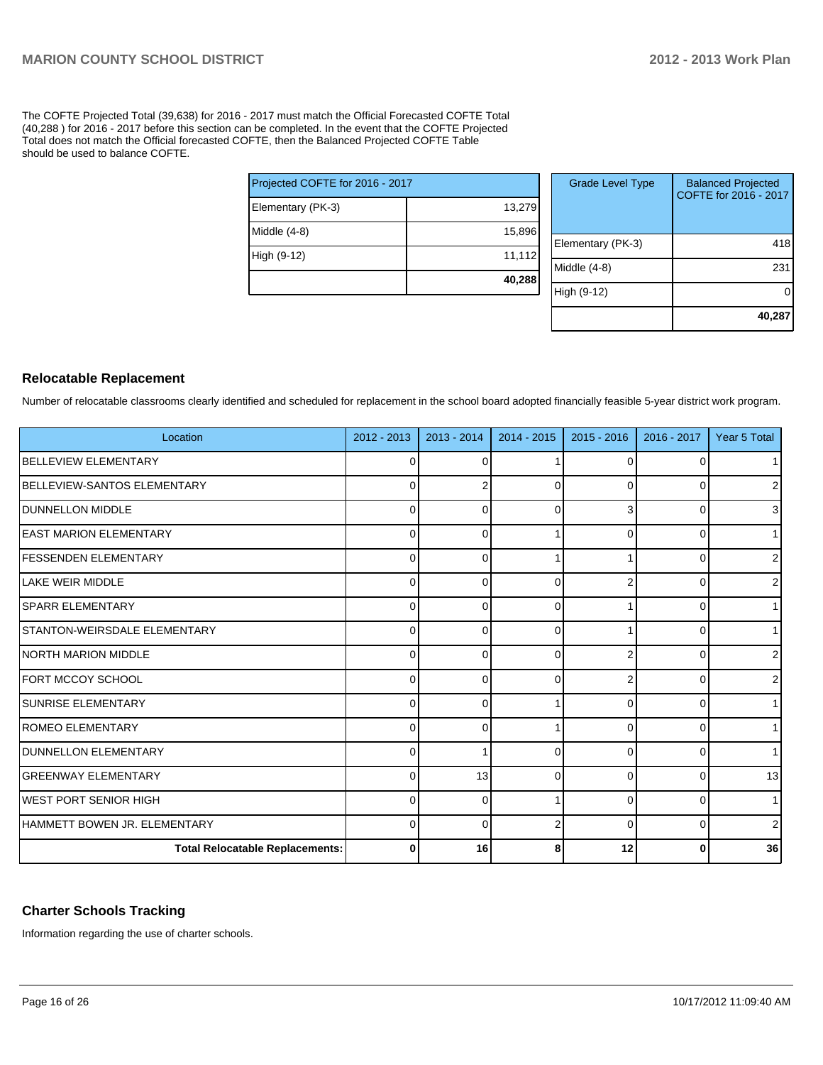The COFTE Projected Total (39,638) for 2016 - 2017 must match the Official Forecasted COFTE Total (40,288 ) for 2016 - 2017 before this section can be completed. In the event that the COFTE Projected Total does not match the Official forecasted COFTE, then the Balanced Projected COFTE Table should be used to balance COFTE.

| Projected COFTE for 2016 - 2017 | |
|---|---|
| Elementary (PK-3) | 13,279 |
| Middle (4-8) | 15,896 |
| High (9-12) | 11,112 |
| | **40,288** |

| Grade Level Type | Balanced Projected COFTE for 2016 - 2017 |
|---|---|
| Elementary (PK-3) | 418 |
| Middle (4-8) | 231 |
| High (9-12) | 0 |
| | **40,287** |

### Relocatable Replacement

Number of relocatable classrooms clearly identified and scheduled for replacement in the school board adopted financially feasible 5-year district work program.

| Location | 2012 - 2013 | 2013 - 2014 | 2014 - 2015 | 2015 - 2016 | 2016 - 2017 | Year 5 Total |
|---|---|---|---|---|---|---|
| BELLEVIEW ELEMENTARY | 0 | 0 | 1 | 0 | 0 | 1 |
| BELLEVIEW-SANTOS ELEMENTARY | 0 | 2 | 0 | 0 | 0 | 2 |
| DUNNELLON MIDDLE | 0 | 0 | 0 | 3 | 0 | 3 |
| EAST MARION ELEMENTARY | 0 | 0 | 1 | 0 | 0 | 1 |
| FESSENDEN ELEMENTARY | 0 | 0 | 1 | 1 | 0 | 2 |
| LAKE WEIR MIDDLE | 0 | 0 | 0 | 2 | 0 | 2 |
| SPARR ELEMENTARY | 0 | 0 | 0 | 1 | 0 | 1 |
| STANTON-WEIRSDALE ELEMENTARY | 0 | 0 | 0 | 1 | 0 | 1 |
| NORTH MARION MIDDLE | 0 | 0 | 0 | 2 | 0 | 2 |
| FORT MCCOY SCHOOL | 0 | 0 | 0 | 2 | 0 | 2 |
| SUNRISE ELEMENTARY | 0 | 0 | 1 | 0 | 0 | 1 |
| ROMEO ELEMENTARY | 0 | 0 | 1 | 0 | 0 | 1 |
| DUNNELLON ELEMENTARY | 0 | 1 | 0 | 0 | 0 | 1 |
| GREENWAY ELEMENTARY | 0 | 13 | 0 | 0 | 0 | 13 |
| WEST PORT SENIOR HIGH | 0 | 0 | 1 | 0 | 0 | 1 |
| HAMMETT BOWEN JR. ELEMENTARY | 0 | 0 | 2 | 0 | 0 | 2 |
| **Total Relocatable Replacements:** | **0** | **16** | **8** | **12** | **0** | **36** |

### Charter Schools Tracking

Information regarding the use of charter schools.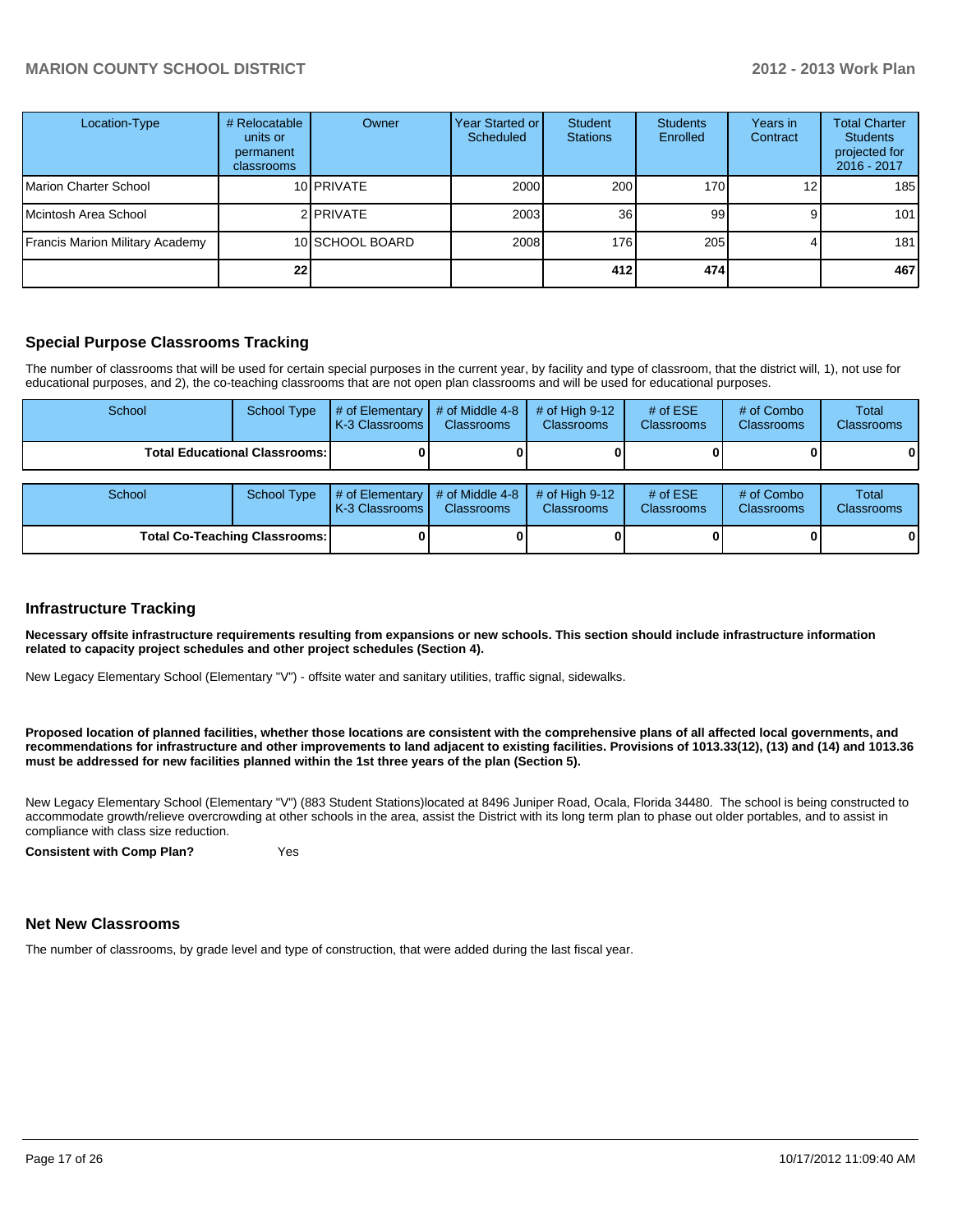| Location-Type | # Relocatable units or permanent classrooms | Owner | Year Started or Scheduled | Student Stations | Students Enrolled | Years in Contract | Total Charter Students projected for 2016 - 2017 |
|---|---|---|---|---|---|---|---|
| Marion Charter School | 10 | PRIVATE | 2000 | 200 | 170 | 12 | 185 |
| Mcintosh Area School | 2 | PRIVATE | 2003 | 36 | 99 | 9 | 101 |
| Francis Marion Military Academy | 10 | SCHOOL BOARD | 2008 | 176 | 205 | 4 | 181 |
| | **22** | | | **412** | **474** | | **467** |

## Special Purpose Classrooms Tracking

The number of classrooms that will be used for certain special purposes in the current year, by facility and type of classroom, that the district will, 1), not use for educational purposes, and 2), the co-teaching classrooms that are not open plan classrooms and will be used for educational purposes.

| School | School Type | # of Elementary K-3 Classrooms | # of Middle 4-8 Classrooms | # of High 9-12 Classrooms | # of ESE Classrooms | # of Combo Classrooms | Total Classrooms |
|---|---|---|---|---|---|---|---|
| **Total Educational Classrooms:** | | **0** | **0** | **0** | **0** | **0** | **0** |

| School | School Type | # of Elementary K-3 Classrooms | # of Middle 4-8 Classrooms | # of High 9-12 Classrooms | # of ESE Classrooms | # of Combo Classrooms | Total Classrooms |
|---|---|---|---|---|---|---|---|
| **Total Co-Teaching Classrooms:** | | **0** | **0** | **0** | **0** | **0** | **0** |

## Infrastructure Tracking

**Necessary offsite infrastructure requirements resulting from expansions or new schools. This section should include infrastructure information related to capacity project schedules and other project schedules (Section 4).**

New Legacy Elementary School (Elementary "V") - offsite water and sanitary utilities, traffic signal, sidewalks.

**Proposed location of planned facilities, whether those locations are consistent with the comprehensive plans of all affected local governments, and recommendations for infrastructure and other improvements to land adjacent to existing facilities. Provisions of 1013.33(12), (13) and (14) and 1013.36 must be addressed for new facilities planned within the 1st three years of the plan (Section 5).**

New Legacy Elementary School (Elementary "V") (883 Student Stations)located at 8496 Juniper Road, Ocala, Florida 34480. The school is being constructed to accommodate growth/relieve overcrowding at other schools in the area, assist the District with its long term plan to phase out older portables, and to assist in compliance with class size reduction.

**Consistent with Comp Plan?** Yes

## Net New Classrooms

The number of classrooms, by grade level and type of construction, that were added during the last fiscal year.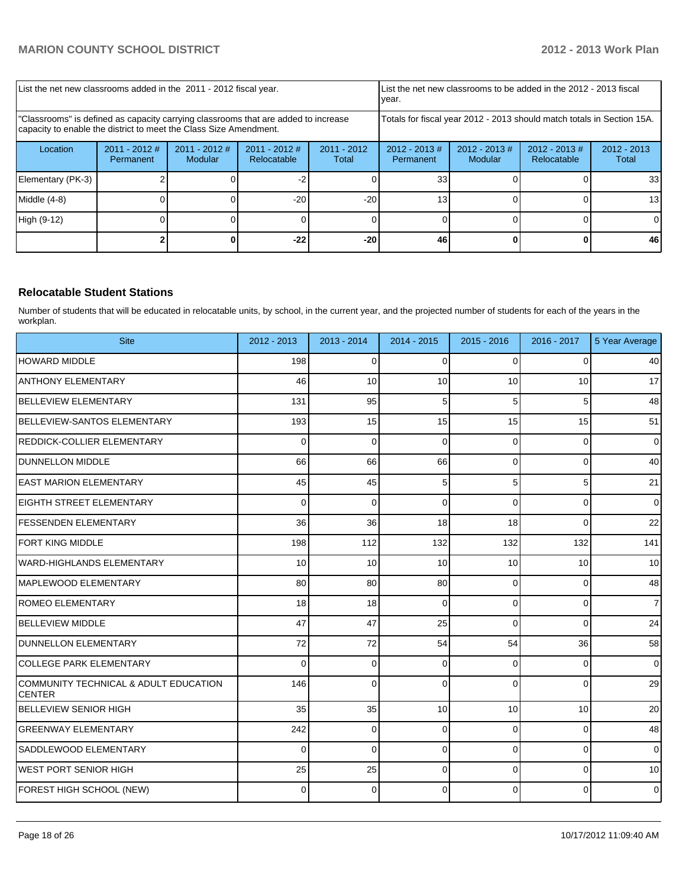| List the net new classrooms added in the 2011 - 2012 fiscal year. | | | | List the net new classrooms to be added in the 2012 - 2013 fiscal year. | | | |
|---|---|---|---|---|---|---|---|
| "Classrooms" is defined as capacity carrying classrooms that are added to increase capacity to enable the district to meet the Class Size Amendment. | | | | Totals for fiscal year 2012 - 2013 should match totals in Section 15A. | | | |
| Location | 2011 - 2012 # Permanent | 2011 - 2012 # Modular | 2011 - 2012 # Relocatable | 2011 - 2012 Total | 2012 - 2013 # Permanent | 2012 - 2013 # Modular | 2012 - 2013 # Relocatable | 2012 - 2013 Total |
| Elementary (PK-3) | 2 | 0 | -2 | 0 | 33 | 0 | 0 | 33 |
| Middle (4-8) | 0 | 0 | -20 | -20 | 13 | 0 | 0 | 13 |
| High (9-12) | 0 | 0 | 0 | 0 | 0 | 0 | 0 | 0 |
| | **2** | **0** | **-22** | **-20** | **46** | **0** | **0** | **46** |

## Relocatable Student Stations

Number of students that will be educated in relocatable units, by school, in the current year, and the projected number of students for each of the years in the workplan.

| Site | 2012 - 2013 | 2013 - 2014 | 2014 - 2015 | 2015 - 2016 | 2016 - 2017 | 5 Year Average |
|---|---|---|---|---|---|---|
| HOWARD MIDDLE | 198 | 0 | 0 | 0 | 0 | 40 |
| ANTHONY ELEMENTARY | 46 | 10 | 10 | 10 | 10 | 17 |
| BELLEVIEW ELEMENTARY | 131 | 95 | 5 | 5 | 5 | 48 |
| BELLEVIEW-SANTOS ELEMENTARY | 193 | 15 | 15 | 15 | 15 | 51 |
| REDDICK-COLLIER ELEMENTARY | 0 | 0 | 0 | 0 | 0 | 0 |
| DUNNELLON MIDDLE | 66 | 66 | 66 | 0 | 0 | 40 |
| EAST MARION ELEMENTARY | 45 | 45 | 5 | 5 | 5 | 21 |
| EIGHTH STREET ELEMENTARY | 0 | 0 | 0 | 0 | 0 | 0 |
| FESSENDEN ELEMENTARY | 36 | 36 | 18 | 18 | 0 | 22 |
| FORT KING MIDDLE | 198 | 112 | 132 | 132 | 132 | 141 |
| WARD-HIGHLANDS ELEMENTARY | 10 | 10 | 10 | 10 | 10 | 10 |
| MAPLEWOOD ELEMENTARY | 80 | 80 | 80 | 0 | 0 | 48 |
| ROMEO ELEMENTARY | 18 | 18 | 0 | 0 | 0 | 7 |
| BELLEVIEW MIDDLE | 47 | 47 | 25 | 0 | 0 | 24 |
| DUNNELLON ELEMENTARY | 72 | 72 | 54 | 54 | 36 | 58 |
| COLLEGE PARK ELEMENTARY | 0 | 0 | 0 | 0 | 0 | 0 |
| COMMUNITY TECHNICAL & ADULT EDUCATION CENTER | 146 | 0 | 0 | 0 | 0 | 29 |
| BELLEVIEW SENIOR HIGH | 35 | 35 | 10 | 10 | 10 | 20 |
| GREENWAY ELEMENTARY | 242 | 0 | 0 | 0 | 0 | 48 |
| SADDLEWOOD ELEMENTARY | 0 | 0 | 0 | 0 | 0 | 0 |
| WEST PORT SENIOR HIGH | 25 | 25 | 0 | 0 | 0 | 10 |
| FOREST HIGH SCHOOL (NEW) | 0 | 0 | 0 | 0 | 0 | 0 |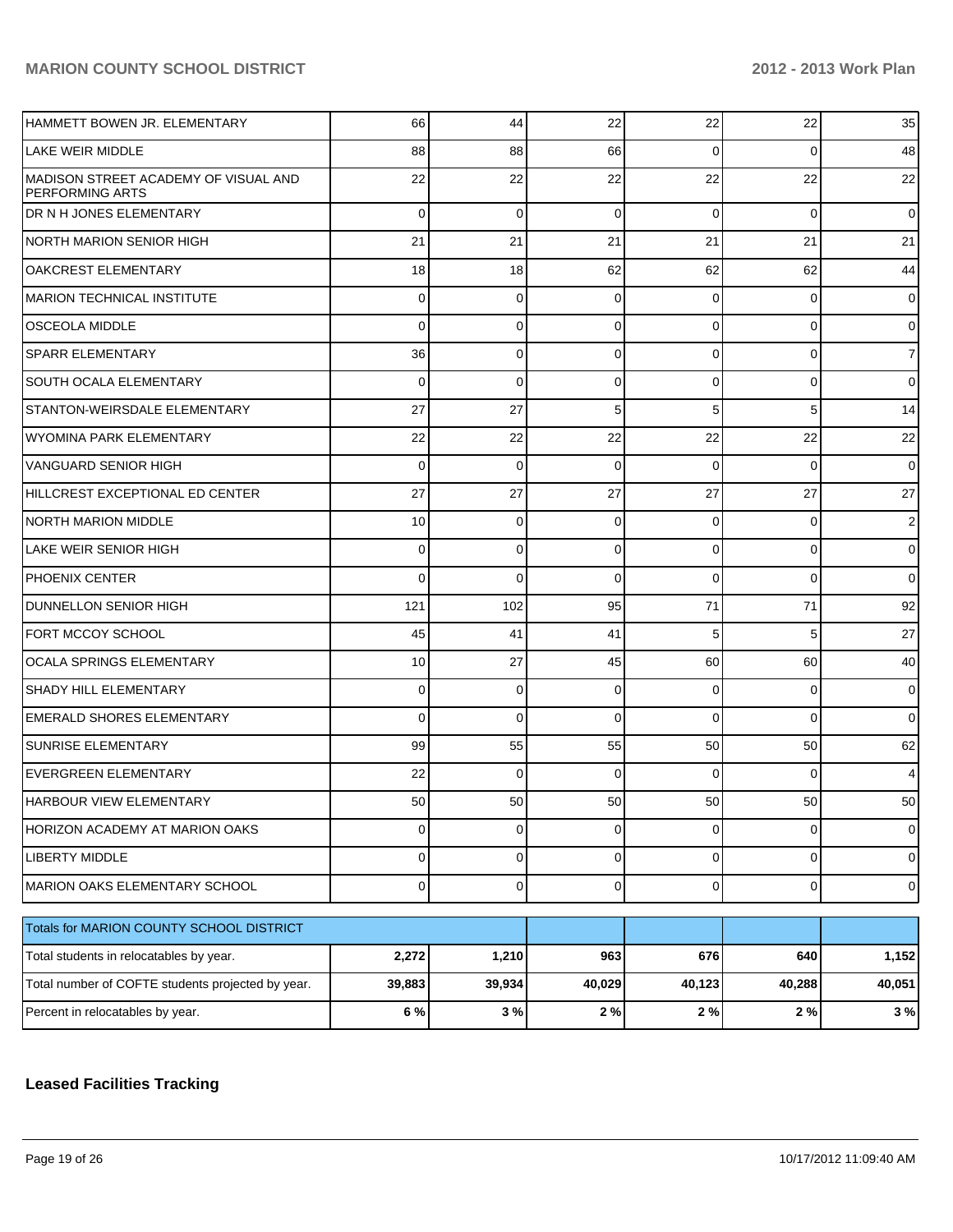| | | | | | | |
|---|---|---|---|---|---|---|
| HAMMETT BOWEN JR. ELEMENTARY | 66 | 44 | 22 | 22 | 22 | 35 |
| LAKE WEIR MIDDLE | 88 | 88 | 66 | 0 | 0 | 48 |
| MADISON STREET ACADEMY OF VISUAL AND PERFORMING ARTS | 22 | 22 | 22 | 22 | 22 | 22 |
| DR N H JONES ELEMENTARY | 0 | 0 | 0 | 0 | 0 | 0 |
| NORTH MARION SENIOR HIGH | 21 | 21 | 21 | 21 | 21 | 21 |
| OAKCREST ELEMENTARY | 18 | 18 | 62 | 62 | 62 | 44 |
| MARION TECHNICAL INSTITUTE | 0 | 0 | 0 | 0 | 0 | 0 |
| OSCEOLA MIDDLE | 0 | 0 | 0 | 0 | 0 | 0 |
| SPARR ELEMENTARY | 36 | 0 | 0 | 0 | 0 | 7 |
| SOUTH OCALA ELEMENTARY | 0 | 0 | 0 | 0 | 0 | 0 |
| STANTON-WEIRSDALE ELEMENTARY | 27 | 27 | 5 | 5 | 5 | 14 |
| WYOMINA PARK ELEMENTARY | 22 | 22 | 22 | 22 | 22 | 22 |
| VANGUARD SENIOR HIGH | 0 | 0 | 0 | 0 | 0 | 0 |
| HILLCREST EXCEPTIONAL ED CENTER | 27 | 27 | 27 | 27 | 27 | 27 |
| NORTH MARION MIDDLE | 10 | 0 | 0 | 0 | 0 | 2 |
| LAKE WEIR SENIOR HIGH | 0 | 0 | 0 | 0 | 0 | 0 |
| PHOENIX CENTER | 0 | 0 | 0 | 0 | 0 | 0 |
| DUNNELLON SENIOR HIGH | 121 | 102 | 95 | 71 | 71 | 92 |
| FORT MCCOY SCHOOL | 45 | 41 | 41 | 5 | 5 | 27 |
| OCALA SPRINGS ELEMENTARY | 10 | 27 | 45 | 60 | 60 | 40 |
| SHADY HILL ELEMENTARY | 0 | 0 | 0 | 0 | 0 | 0 |
| EMERALD SHORES ELEMENTARY | 0 | 0 | 0 | 0 | 0 | 0 |
| SUNRISE ELEMENTARY | 99 | 55 | 55 | 50 | 50 | 62 |
| EVERGREEN ELEMENTARY | 22 | 0 | 0 | 0 | 0 | 4 |
| HARBOUR VIEW ELEMENTARY | 50 | 50 | 50 | 50 | 50 | 50 |
| HORIZON ACADEMY AT MARION OAKS | 0 | 0 | 0 | 0 | 0 | 0 |
| LIBERTY MIDDLE | 0 | 0 | 0 | 0 | 0 | 0 |
| MARION OAKS ELEMENTARY SCHOOL | 0 | 0 | 0 | 0 | 0 | 0 |

| Totals for MARION COUNTY SCHOOL DISTRICT | | | | | | |
|---|---|---|---|---|---|---|
| Total students in relocatables by year. | **2,272** | **1,210** | **963** | **676** | **640** | **1,152** |
| Total number of COFTE students projected by year. | **39,883** | **39,934** | **40,029** | **40,123** | **40,288** | **40,051** |
| Percent in relocatables by year. | **6 %** | **3 %** | **2 %** | **2 %** | **2 %** | **3 %** |

## Leased Facilities Tracking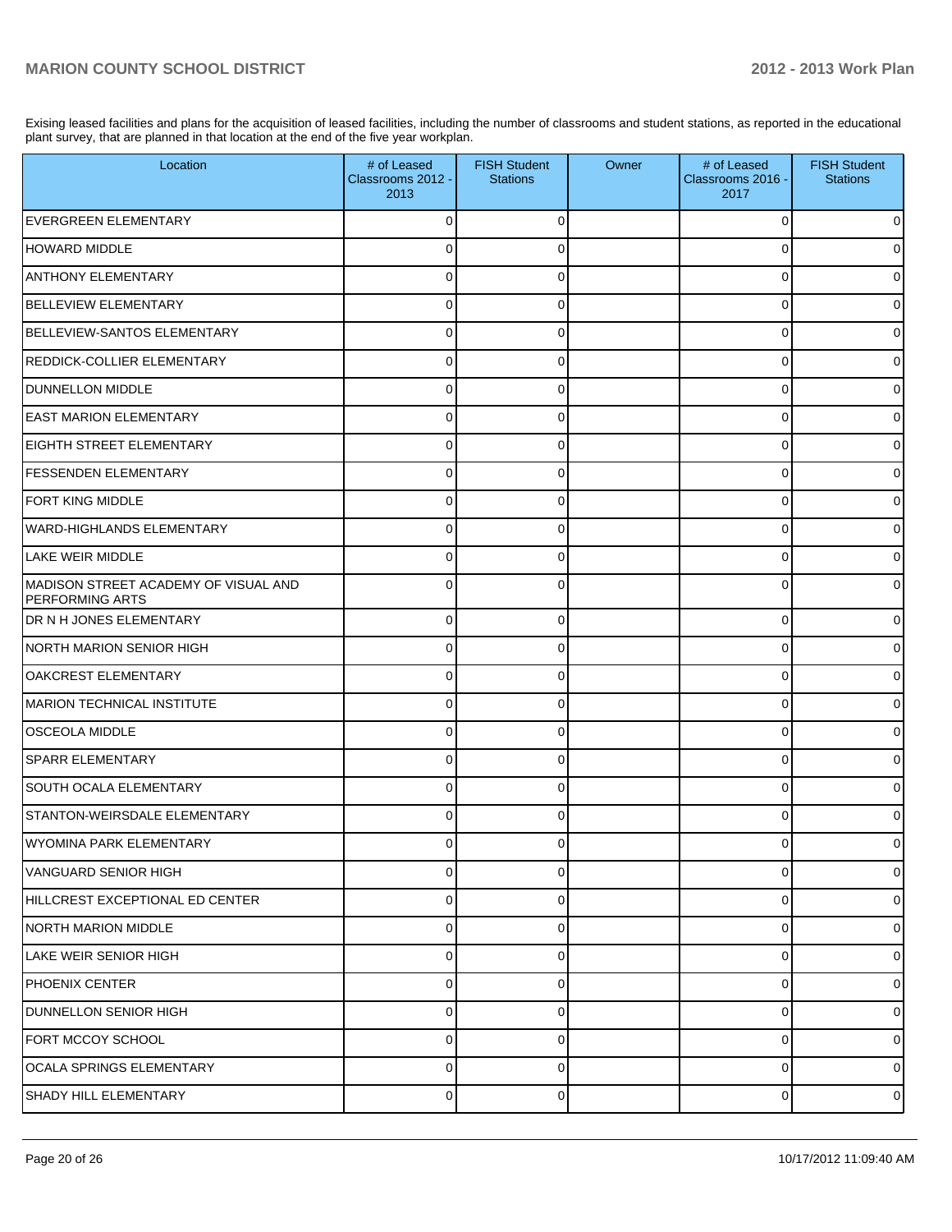Exising leased facilities and plans for the acquisition of leased facilities, including the number of classrooms and student stations, as reported in the educational plant survey, that are planned in that location at the end of the five year workplan.

| Location | # of Leased Classrooms 2012 - 2013 | FISH Student Stations | Owner | # of Leased Classrooms 2016 - 2017 | FISH Student Stations |
|---|---|---|---|---|---|
| EVERGREEN ELEMENTARY | 0 | 0 | | 0 | 0 |
| HOWARD MIDDLE | 0 | 0 | | 0 | 0 |
| ANTHONY ELEMENTARY | 0 | 0 | | 0 | 0 |
| BELLEVIEW ELEMENTARY | 0 | 0 | | 0 | 0 |
| BELLEVIEW-SANTOS ELEMENTARY | 0 | 0 | | 0 | 0 |
| REDDICK-COLLIER ELEMENTARY | 0 | 0 | | 0 | 0 |
| DUNNELLON MIDDLE | 0 | 0 | | 0 | 0 |
| EAST MARION ELEMENTARY | 0 | 0 | | 0 | 0 |
| EIGHTH STREET ELEMENTARY | 0 | 0 | | 0 | 0 |
| FESSENDEN ELEMENTARY | 0 | 0 | | 0 | 0 |
| FORT KING MIDDLE | 0 | 0 | | 0 | 0 |
| WARD-HIGHLANDS ELEMENTARY | 0 | 0 | | 0 | 0 |
| LAKE WEIR MIDDLE | 0 | 0 | | 0 | 0 |
| MADISON STREET ACADEMY OF VISUAL AND PERFORMING ARTS | 0 | 0 | | 0 | 0 |
| DR N H JONES ELEMENTARY | 0 | 0 | | 0 | 0 |
| NORTH MARION SENIOR HIGH | 0 | 0 | | 0 | 0 |
| OAKCREST ELEMENTARY | 0 | 0 | | 0 | 0 |
| MARION TECHNICAL INSTITUTE | 0 | 0 | | 0 | 0 |
| OSCEOLA MIDDLE | 0 | 0 | | 0 | 0 |
| SPARR ELEMENTARY | 0 | 0 | | 0 | 0 |
| SOUTH OCALA ELEMENTARY | 0 | 0 | | 0 | 0 |
| STANTON-WEIRSDALE ELEMENTARY | 0 | 0 | | 0 | 0 |
| WYOMINA PARK ELEMENTARY | 0 | 0 | | 0 | 0 |
| VANGUARD SENIOR HIGH | 0 | 0 | | 0 | 0 |
| HILLCREST EXCEPTIONAL ED CENTER | 0 | 0 | | 0 | 0 |
| NORTH MARION MIDDLE | 0 | 0 | | 0 | 0 |
| LAKE WEIR SENIOR HIGH | 0 | 0 | | 0 | 0 |
| PHOENIX CENTER | 0 | 0 | | 0 | 0 |
| DUNNELLON SENIOR HIGH | 0 | 0 | | 0 | 0 |
| FORT MCCOY SCHOOL | 0 | 0 | | 0 | 0 |
| OCALA SPRINGS ELEMENTARY | 0 | 0 | | 0 | 0 |
| SHADY HILL ELEMENTARY | 0 | 0 | | 0 | 0 |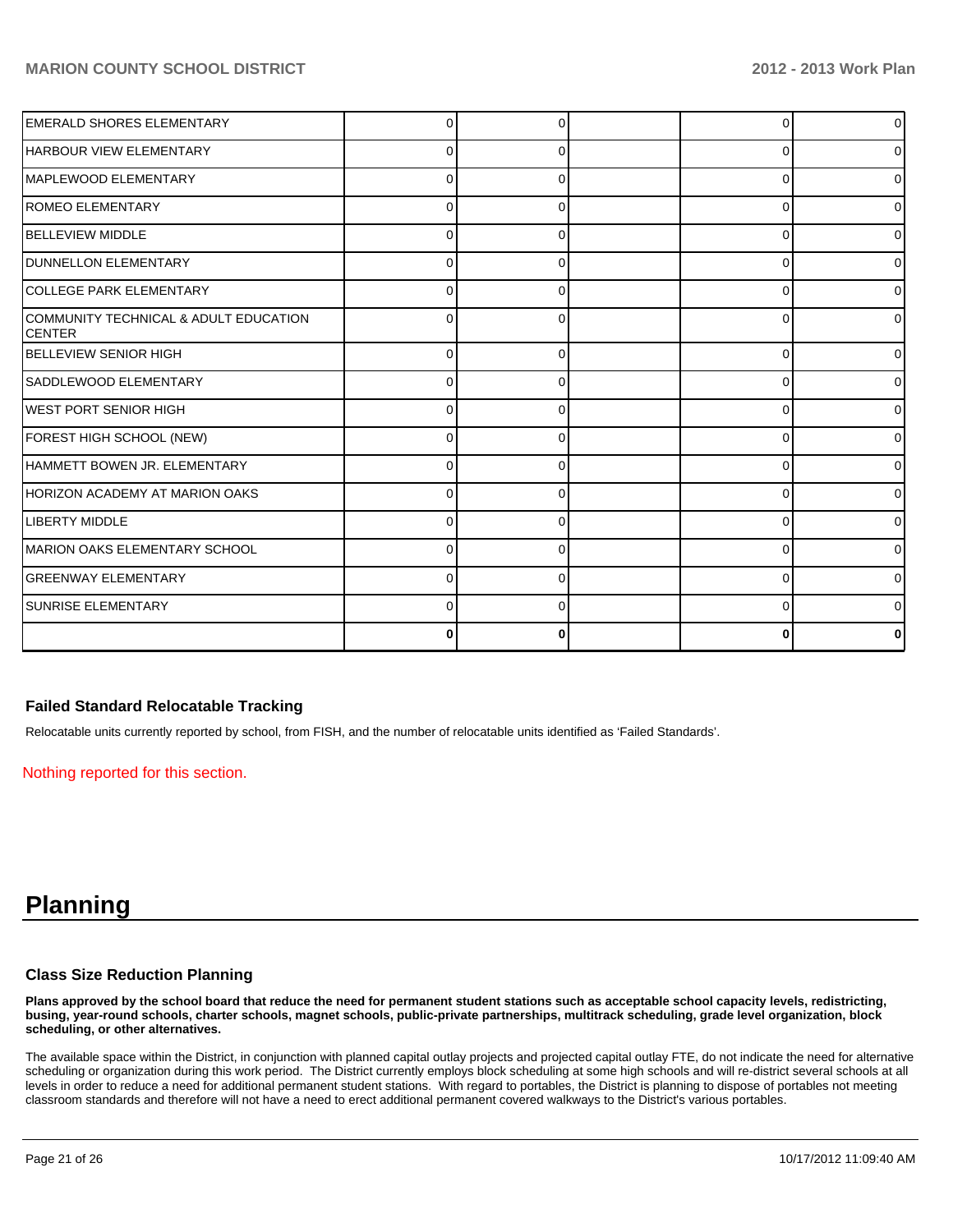| | | | | | |
|---|---|---|---|---|---|
| EMERALD SHORES ELEMENTARY | 0 | 0 | | 0 | 0 |
| HARBOUR VIEW ELEMENTARY | 0 | 0 | | 0 | 0 |
| MAPLEWOOD ELEMENTARY | 0 | 0 | | 0 | 0 |
| ROMEO ELEMENTARY | 0 | 0 | | 0 | 0 |
| BELLEVIEW MIDDLE | 0 | 0 | | 0 | 0 |
| DUNNELLON ELEMENTARY | 0 | 0 | | 0 | 0 |
| COLLEGE PARK ELEMENTARY | 0 | 0 | | 0 | 0 |
| COMMUNITY TECHNICAL & ADULT EDUCATION CENTER | 0 | 0 | | 0 | 0 |
| BELLEVIEW SENIOR HIGH | 0 | 0 | | 0 | 0 |
| SADDLEWOOD ELEMENTARY | 0 | 0 | | 0 | 0 |
| WEST PORT SENIOR HIGH | 0 | 0 | | 0 | 0 |
| FOREST HIGH SCHOOL (NEW) | 0 | 0 | | 0 | 0 |
| HAMMETT BOWEN JR. ELEMENTARY | 0 | 0 | | 0 | 0 |
| HORIZON ACADEMY AT MARION OAKS | 0 | 0 | | 0 | 0 |
| LIBERTY MIDDLE | 0 | 0 | | 0 | 0 |
| MARION OAKS ELEMENTARY SCHOOL | 0 | 0 | | 0 | 0 |
| GREENWAY ELEMENTARY | 0 | 0 | | 0 | 0 |
| SUNRISE ELEMENTARY | 0 | 0 | | 0 | 0 |
| | **0** | **0** | | **0** | **0** |

### Failed Standard Relocatable Tracking

Relocatable units currently reported by school, from FISH, and the number of relocatable units identified as 'Failed Standards'.

Nothing reported for this section.

# Planning

### Class Size Reduction Planning

**Plans approved by the school board that reduce the need for permanent student stations such as acceptable school capacity levels, redistricting, busing, year-round schools, charter schools, magnet schools, public-private partnerships, multitrack scheduling, grade level organization, block scheduling, or other alternatives.**

The available space within the District, in conjunction with planned capital outlay projects and projected capital outlay FTE, do not indicate the need for alternative scheduling or organization during this work period. The District currently employs block scheduling at some high schools and will re-district several schools at all levels in order to reduce a need for additional permanent student stations. With regard to portables, the District is planning to dispose of portables not meeting classroom standards and therefore will not have a need to erect additional permanent covered walkways to the District's various portables.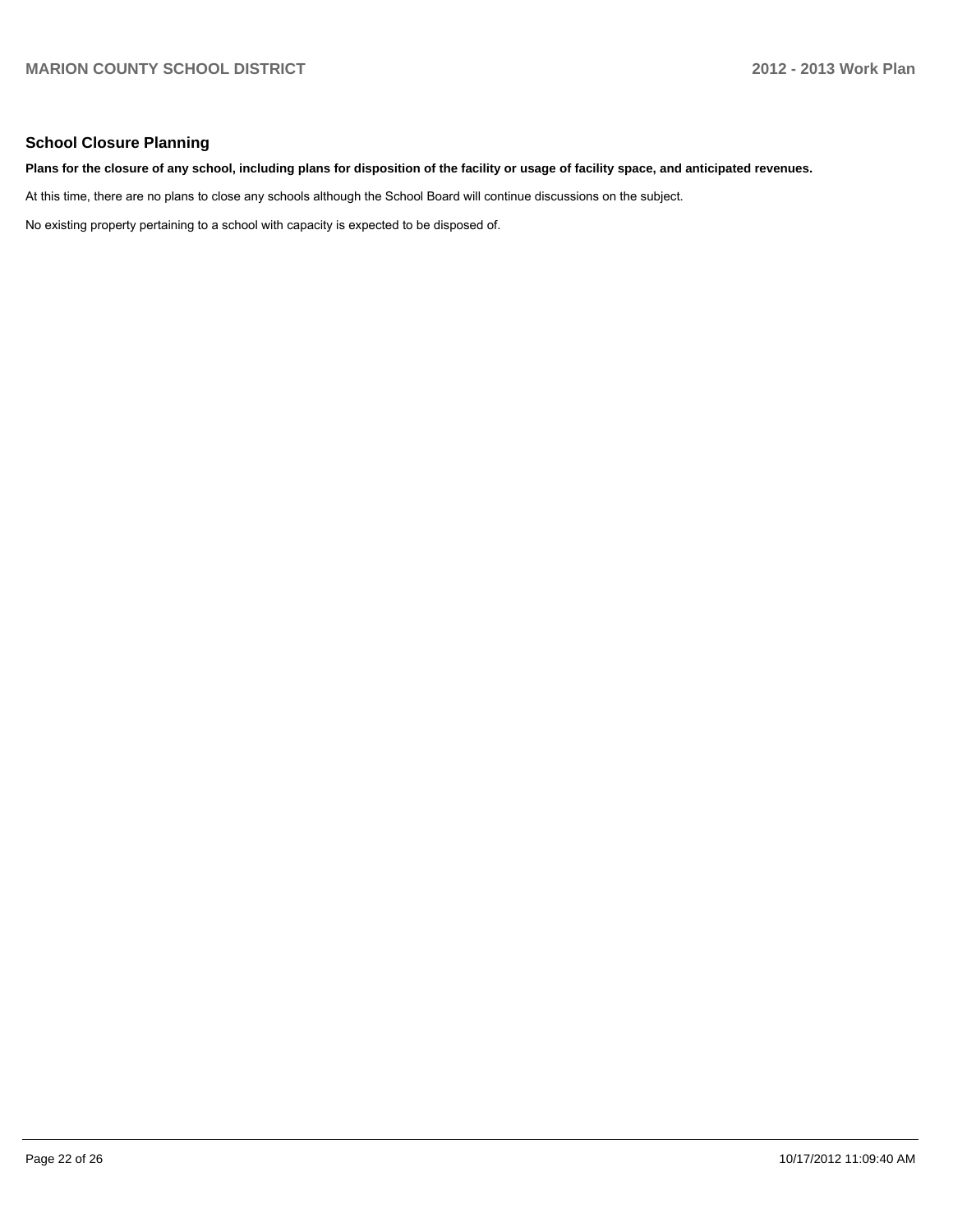## School Closure Planning

**Plans for the closure of any school, including plans for disposition of the facility or usage of facility space, and anticipated revenues.**

At this time, there are no plans to close any schools although the School Board will continue discussions on the subject.

No existing property pertaining to a school with capacity is expected to be disposed of.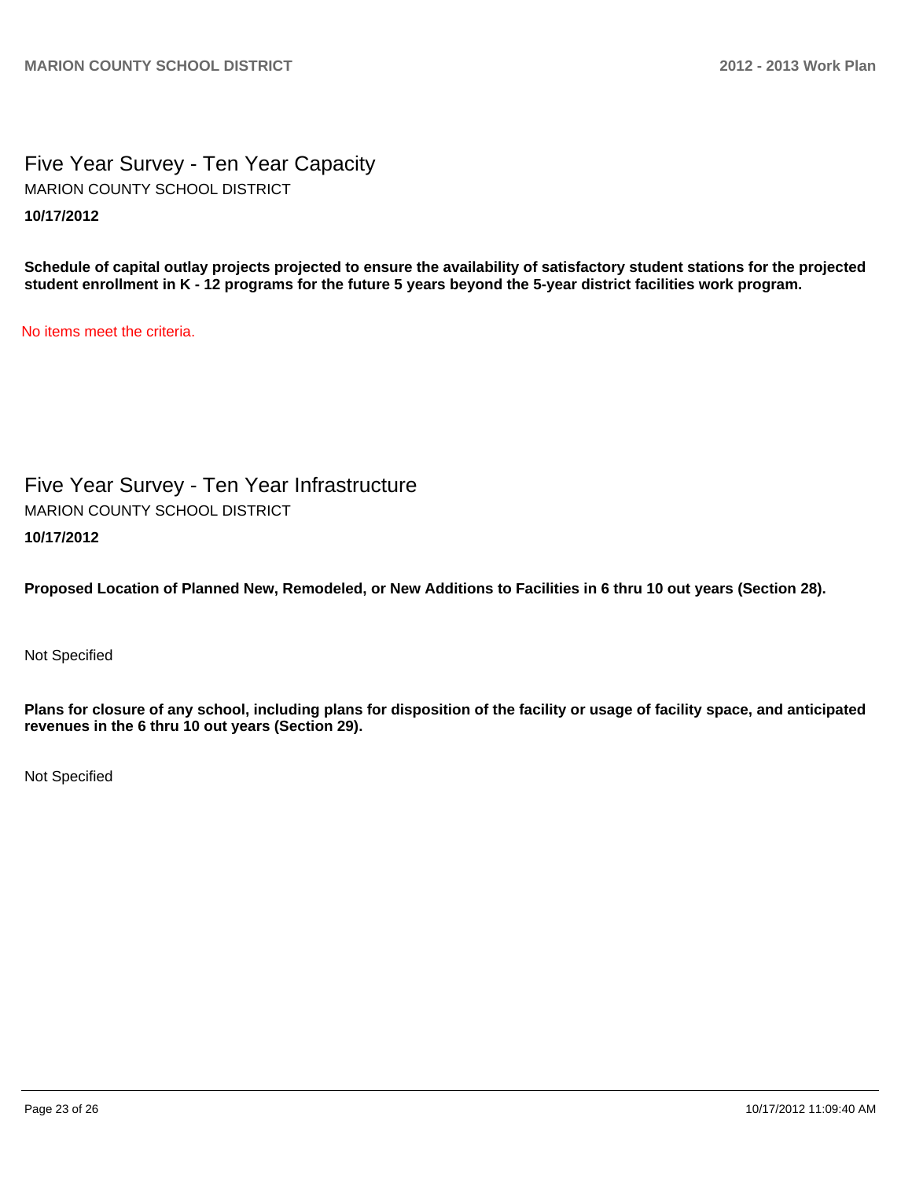# Five Year Survey - Ten Year Capacity

MARION COUNTY SCHOOL DISTRICT

**10/17/2012**

**Schedule of capital outlay projects projected to ensure the availability of satisfactory student stations for the projected student enrollment in K - 12 programs for the future 5 years beyond the 5-year district facilities work program.**

No items meet the criteria.

# Five Year Survey - Ten Year Infrastructure

MARION COUNTY SCHOOL DISTRICT

**10/17/2012**

**Proposed Location of Planned New, Remodeled, or New Additions to Facilities in 6 thru 10 out years (Section 28).**

Not Specified

**Plans for closure of any school, including plans for disposition of the facility or usage of facility space, and anticipated revenues in the 6 thru 10 out years (Section 29).**

Not Specified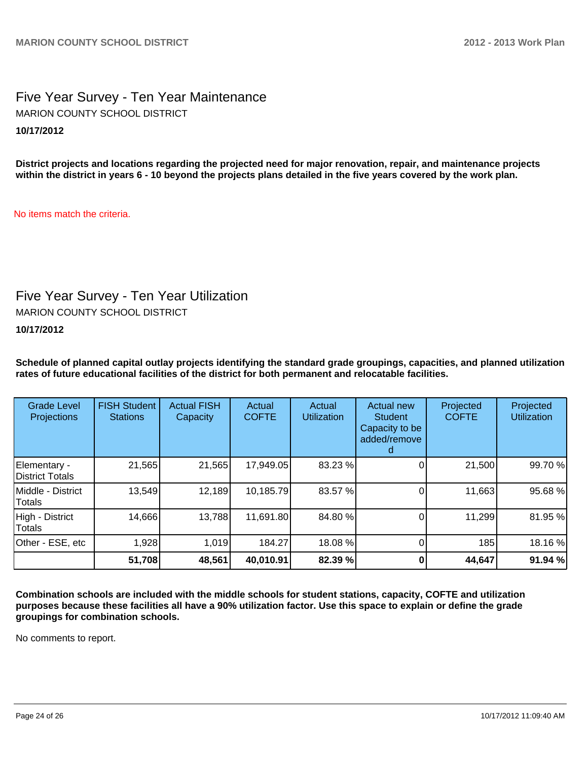## Five Year Survey - Ten Year Maintenance

MARION COUNTY SCHOOL DISTRICT

**10/17/2012**

**District projects and locations regarding the projected need for major renovation, repair, and maintenance projects within the district in years 6 - 10 beyond the projects plans detailed in the five years covered by the work plan.**

No items match the criteria.

## Five Year Survey - Ten Year Utilization

MARION COUNTY SCHOOL DISTRICT

**10/17/2012**

**Schedule of planned capital outlay projects identifying the standard grade groupings, capacities, and planned utilization rates of future educational facilities of the district for both permanent and relocatable facilities.**

| Grade Level Projections | FISH Student Stations | Actual FISH Capacity | Actual COFTE | Actual Utilization | Actual new Student Capacity to be added/removed | Projected COFTE | Projected Utilization |
|---|---|---|---|---|---|---|---|
| Elementary - District Totals | 21,565 | 21,565 | 17,949.05 | 83.23 % | 0 | 21,500 | 99.70 % |
| Middle - District Totals | 13,549 | 12,189 | 10,185.79 | 83.57 % | 0 | 11,663 | 95.68 % |
| High - District Totals | 14,666 | 13,788 | 11,691.80 | 84.80 % | 0 | 11,299 | 81.95 % |
| Other - ESE, etc | 1,928 | 1,019 | 184.27 | 18.08 % | 0 | 185 | 18.16 % |
| | **51,708** | **48,561** | **40,010.91** | **82.39 %** | **0** | **44,647** | **91.94 %** |

**Combination schools are included with the middle schools for student stations, capacity, COFTE and utilization purposes because these facilities all have a 90% utilization factor. Use this space to explain or define the grade groupings for combination schools.**

No comments to report.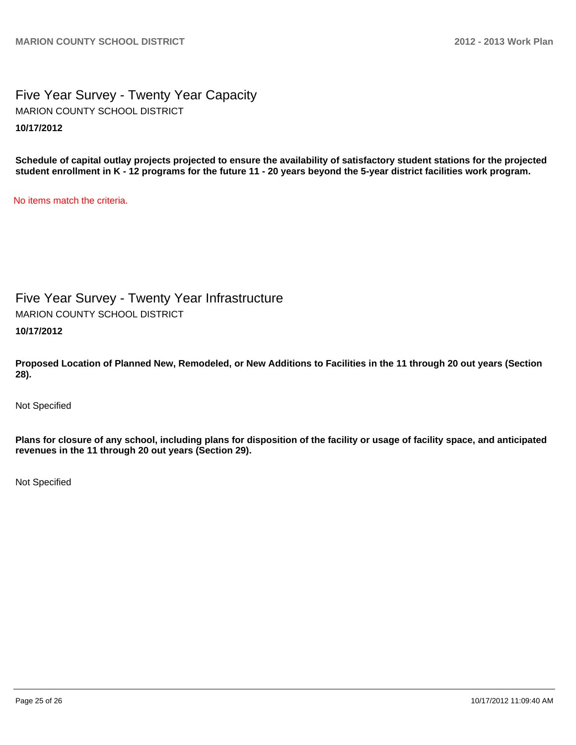## Five Year Survey - Twenty Year Capacity

MARION COUNTY SCHOOL DISTRICT

**10/17/2012**

**Schedule of capital outlay projects projected to ensure the availability of satisfactory student stations for the projected student enrollment in K - 12 programs for the future 11 - 20 years beyond the 5-year district facilities work program.**

No items match the criteria.

## Five Year Survey - Twenty Year Infrastructure

MARION COUNTY SCHOOL DISTRICT

**10/17/2012**

**Proposed Location of Planned New, Remodeled, or New Additions to Facilities in the 11 through 20 out years (Section 28).**

Not Specified

**Plans for closure of any school, including plans for disposition of the facility or usage of facility space, and anticipated revenues in the 11 through 20 out years (Section 29).**

Not Specified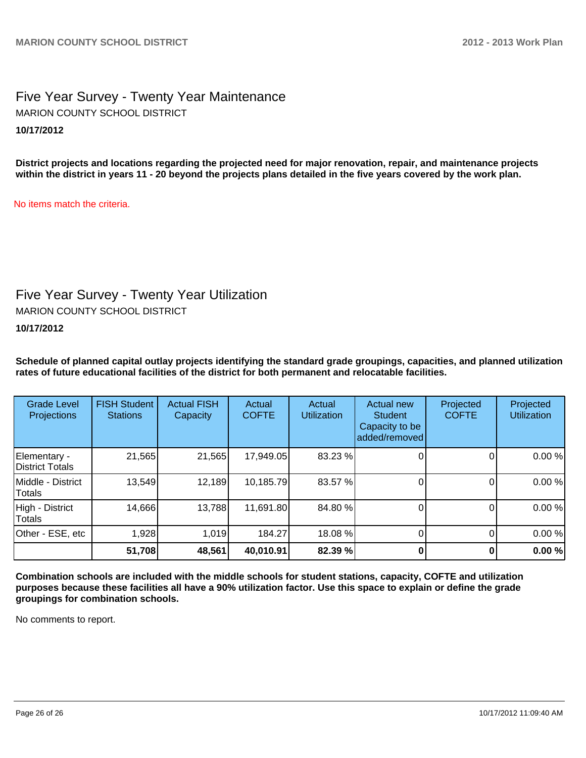## Five Year Survey - Twenty Year Maintenance

MARION COUNTY SCHOOL DISTRICT

**10/17/2012**

**District projects and locations regarding the projected need for major renovation, repair, and maintenance projects within the district in years 11 - 20 beyond the projects plans detailed in the five years covered by the work plan.**

No items match the criteria.

## Five Year Survey - Twenty Year Utilization

MARION COUNTY SCHOOL DISTRICT

**10/17/2012**

**Schedule of planned capital outlay projects identifying the standard grade groupings, capacities, and planned utilization rates of future educational facilities of the district for both permanent and relocatable facilities.**

| Grade Level Projections | FISH Student Stations | Actual FISH Capacity | Actual COFTE | Actual Utilization | Actual new Student Capacity to be added/removed | Projected COFTE | Projected Utilization |
|---|---|---|---|---|---|---|---|
| Elementary - District Totals | 21,565 | 21,565 | 17,949.05 | 83.23 % | 0 | 0 | 0.00 % |
| Middle - District Totals | 13,549 | 12,189 | 10,185.79 | 83.57 % | 0 | 0 | 0.00 % |
| High - District Totals | 14,666 | 13,788 | 11,691.80 | 84.80 % | 0 | 0 | 0.00 % |
| Other - ESE, etc | 1,928 | 1,019 | 184.27 | 18.08 % | 0 | 0 | 0.00 % |
| | **51,708** | **48,561** | **40,010.91** | **82.39 %** | **0** | **0** | **0.00 %** |

**Combination schools are included with the middle schools for student stations, capacity, COFTE and utilization purposes because these facilities all have a 90% utilization factor. Use this space to explain or define the grade groupings for combination schools.**

No comments to report.